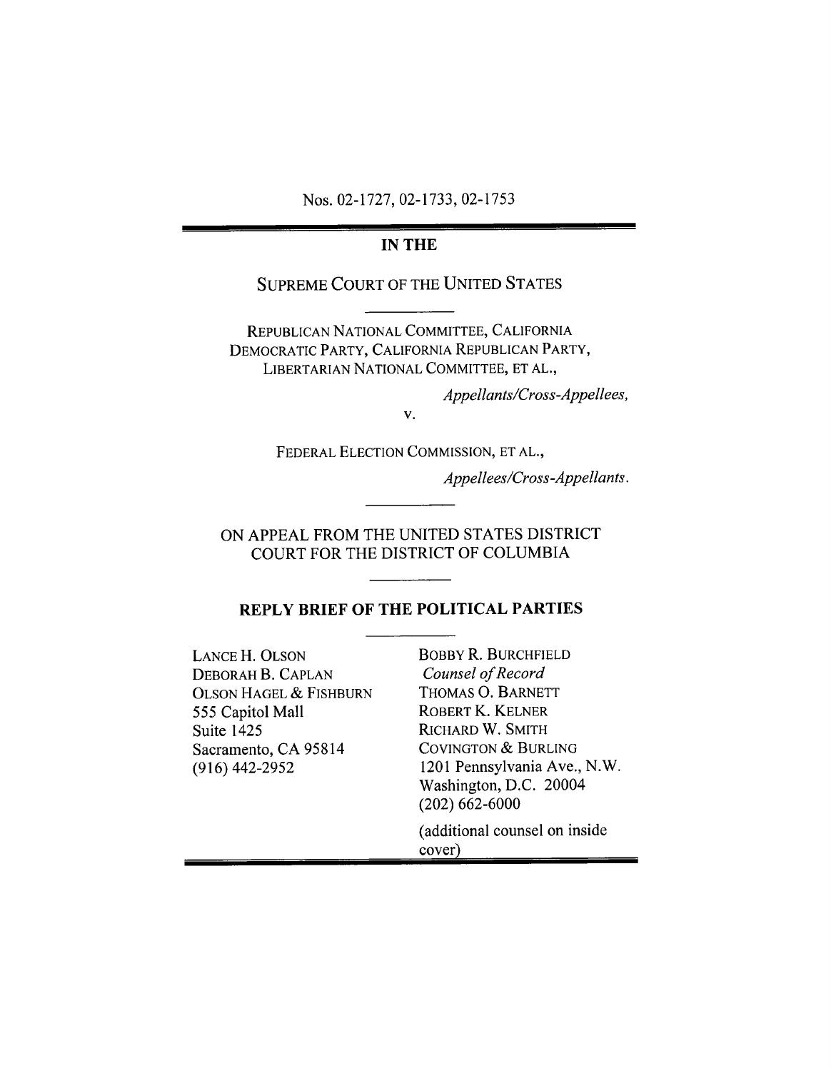Nos. 02-1727, 02-1733, 02-1753

---

**IN THE**

SUPREME COURT OF THE UNITED STATES

---

REPUBLICAN NATIONAL COMMITTEE, CALIFORNIA DEMOCRATIC PARTY, CALIFORNIA REPUBLICAN PARTY, LIBERTARIAN NATIONAL COMMITTEE, ET AL.,

*Appellants/Cross-Appellees,*

v.

FEDERAL ELECTION COMMISSION, ET AL.,

*Appellees/Cross-Appellants.*

---

ON APPEAL FROM THE UNITED STATES DISTRICT COURT FOR THE DISTRICT OF COLUMBIA

---

**REPLY BRIEF OF THE POLITICAL PARTIES**

---

LANCE H. OLSON
DEBORAH B. CAPLAN
OLSON HAGEL & FISHBURN
555 Capitol Mall
Suite 1425
Sacramento, CA 95814
(916) 442-2952

BOBBY R. BURCHFIELD
*Counsel of Record*
THOMAS O. BARNETT
ROBERT K. KELNER
RICHARD W. SMITH
COVINGTON & BURLING
1201 Pennsylvania Ave., N.W.
Washington, D.C. 20004
(202) 662-6000

(additional counsel on inside cover)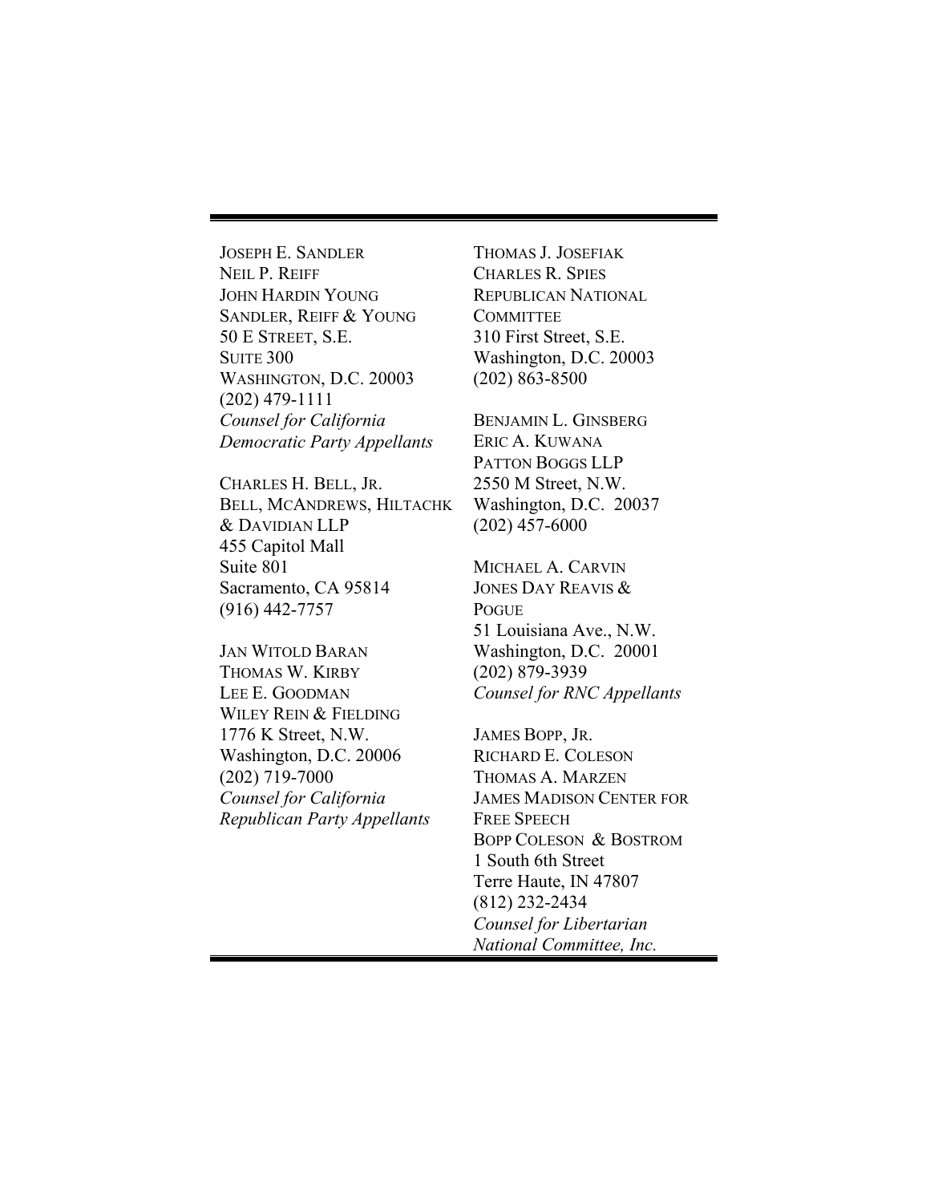JOSEPH E. SANDLER
NEIL P. REIFF
JOHN HARDIN YOUNG
SANDLER, REIFF & YOUNG
50 E STREET, S.E.
SUITE 300
WASHINGTON, D.C. 20003
(202) 479-1111
*Counsel for California Democratic Party Appellants*

CHARLES H. BELL, JR.
BELL, MCANDREWS, HILTACHK & DAVIDIAN LLP
455 Capitol Mall
Suite 801
Sacramento, CA 95814
(916) 442-7757

JAN WITOLD BARAN
THOMAS W. KIRBY
LEE E. GOODMAN
WILEY REIN & FIELDING
1776 K Street, N.W.
Washington, D.C. 20006
(202) 719-7000
*Counsel for California Republican Party Appellants*

THOMAS J. JOSEFIAK
CHARLES R. SPIES
REPUBLICAN NATIONAL COMMITTEE
310 First Street, S.E.
Washington, D.C. 20003
(202) 863-8500

BENJAMIN L. GINSBERG
ERIC A. KUWANA
PATTON BOGGS LLP
2550 M Street, N.W.
Washington, D.C. 20037
(202) 457-6000

MICHAEL A. CARVIN
JONES DAY REAVIS & POGUE
51 Louisiana Ave., N.W.
Washington, D.C. 20001
(202) 879-3939
*Counsel for RNC Appellants*

JAMES BOPP, JR.
RICHARD E. COLESON
THOMAS A. MARZEN
JAMES MADISON CENTER FOR FREE SPEECH
BOPP COLESON & BOSTROM
1 South 6th Street
Terre Haute, IN 47807
(812) 232-2434
*Counsel for Libertarian National Committee, Inc.*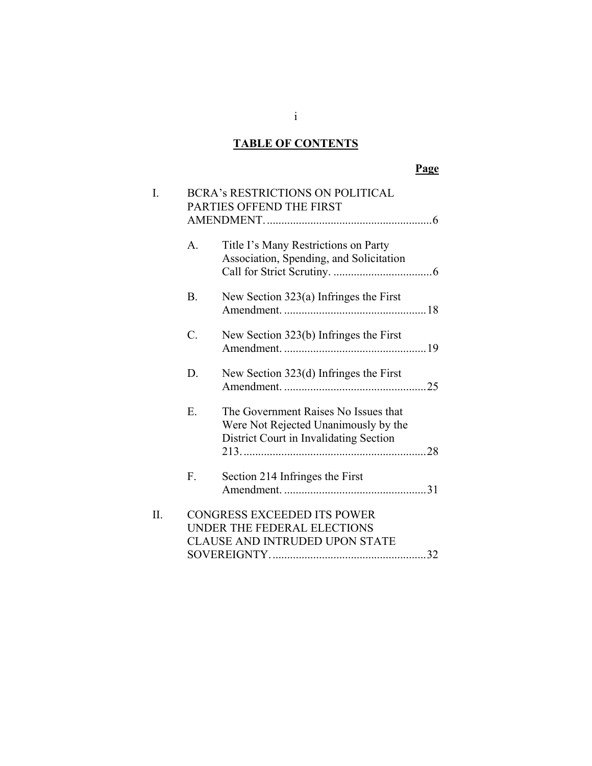# TABLE OF CONTENTS

**Page**

I. BCRA's RESTRICTIONS ON POLITICAL PARTIES OFFEND THE FIRST AMENDMENT. .......................................................... 6

- A. Title I's Many Restrictions on Party Association, Spending, and Solicitation Call for Strict Scrutiny. .................................. 6
- B. New Section 323(a) Infringes the First Amendment. ................................................. 18
- C. New Section 323(b) Infringes the First Amendment. ................................................. 19
- D. New Section 323(d) Infringes the First Amendment. ................................................. 25
- E. The Government Raises No Issues that Were Not Rejected Unanimously by the District Court in Invalidating Section 213. ................................................................ 28
- F. Section 214 Infringes the First Amendment. ................................................. 31

II. CONGRESS EXCEEDED ITS POWER UNDER THE FEDERAL ELECTIONS CLAUSE AND INTRUDED UPON STATE SOVEREIGNTY. ..................................................... 32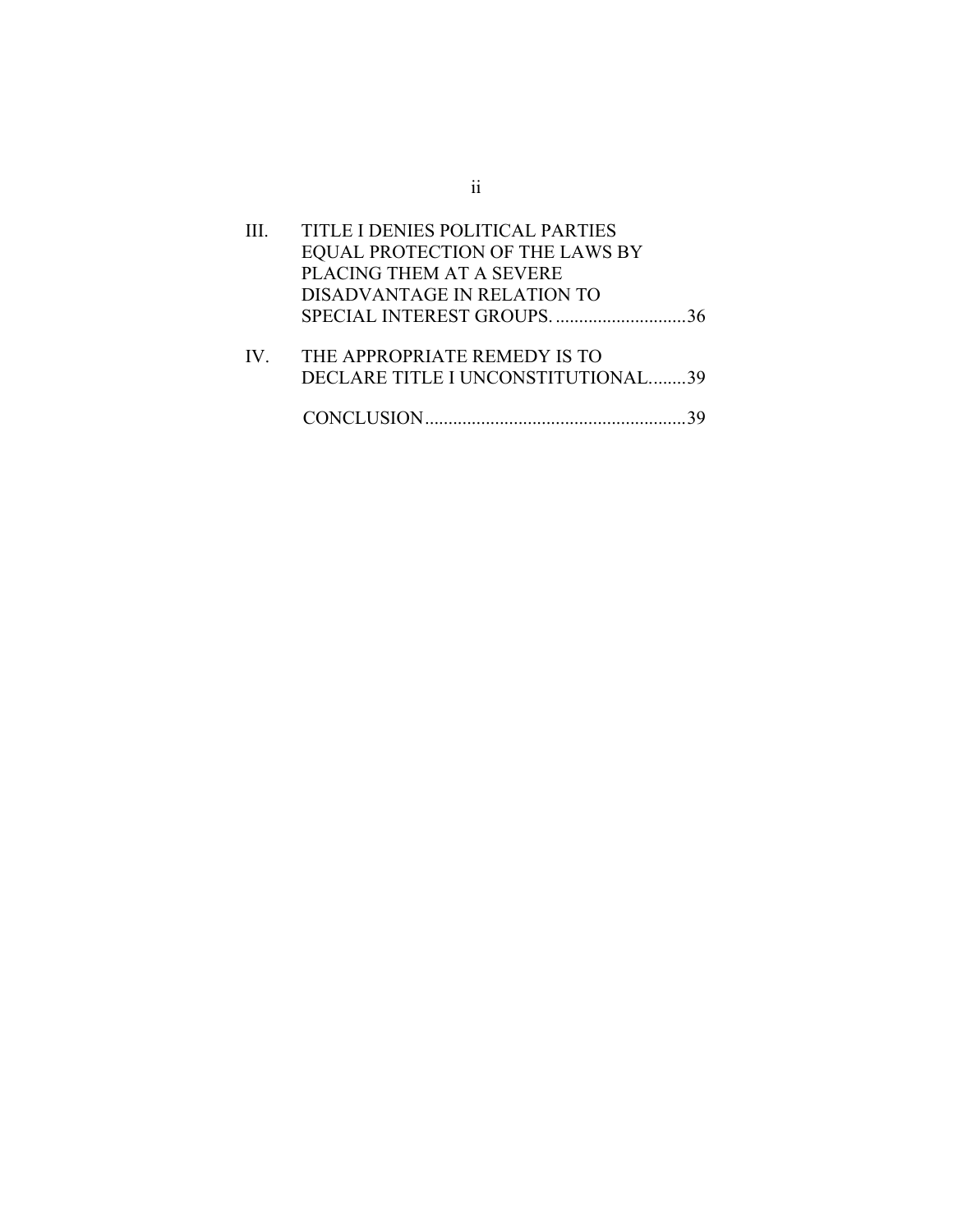III. TITLE I DENIES POLITICAL PARTIES EQUAL PROTECTION OF THE LAWS BY PLACING THEM AT A SEVERE DISADVANTAGE IN RELATION TO SPECIAL INTEREST GROUPS. ............................36

IV. THE APPROPRIATE REMEDY IS TO DECLARE TITLE I UNCONSTITUTIONAL........39

CONCLUSION........................................................39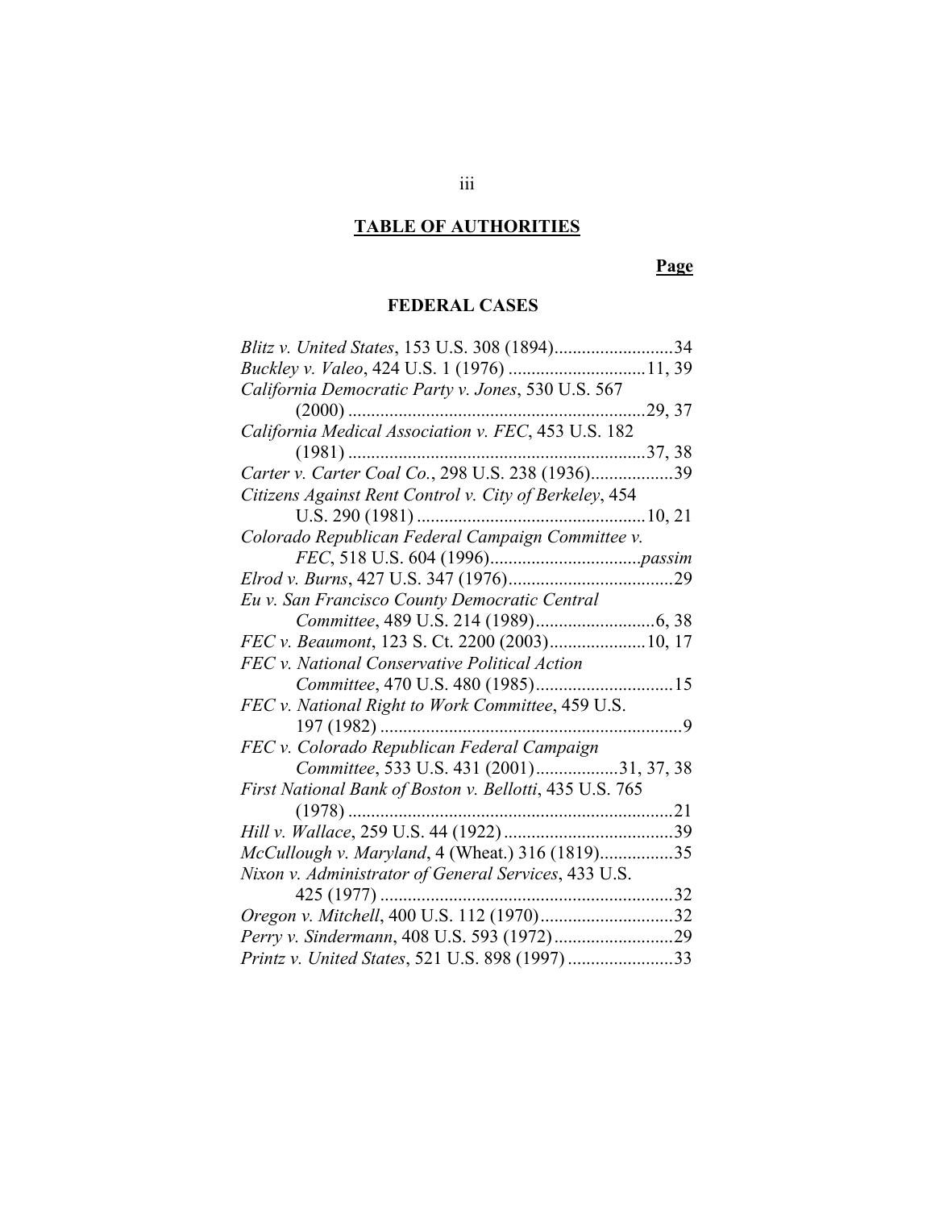# TABLE OF AUTHORITIES

**Page**

## FEDERAL CASES

*Blitz v. United States*, 153 U.S. 308 (1894) .......... 34
*Buckley v. Valeo*, 424 U.S. 1 (1976) .......... 11, 39
*California Democratic Party v. Jones*, 530 U.S. 567 (2000) .......... 29, 37
*California Medical Association v. FEC*, 453 U.S. 182 (1981) .......... 37, 38
*Carter v. Carter Coal Co.*, 298 U.S. 238 (1936) .......... 39
*Citizens Against Rent Control v. City of Berkeley*, 454 U.S. 290 (1981) .......... 10, 21
*Colorado Republican Federal Campaign Committee v. FEC*, 518 U.S. 604 (1996) .......... *passim*
*Elrod v. Burns*, 427 U.S. 347 (1976) .......... 29
*Eu v. San Francisco County Democratic Central Committee*, 489 U.S. 214 (1989) .......... 6, 38
*FEC v. Beaumont*, 123 S. Ct. 2200 (2003) .......... 10, 17
*FEC v. National Conservative Political Action Committee*, 470 U.S. 480 (1985) .......... 15
*FEC v. National Right to Work Committee*, 459 U.S. 197 (1982) .......... 9
*FEC v. Colorado Republican Federal Campaign Committee*, 533 U.S. 431 (2001) .......... 31, 37, 38
*First National Bank of Boston v. Bellotti*, 435 U.S. 765 (1978) .......... 21
*Hill v. Wallace*, 259 U.S. 44 (1922) .......... 39
*McCullough v. Maryland*, 4 (Wheat.) 316 (1819) .......... 35
*Nixon v. Administrator of General Services*, 433 U.S. 425 (1977) .......... 32
*Oregon v. Mitchell*, 400 U.S. 112 (1970) .......... 32
*Perry v. Sindermann*, 408 U.S. 593 (1972) .......... 29
*Printz v. United States*, 521 U.S. 898 (1997) .......... 33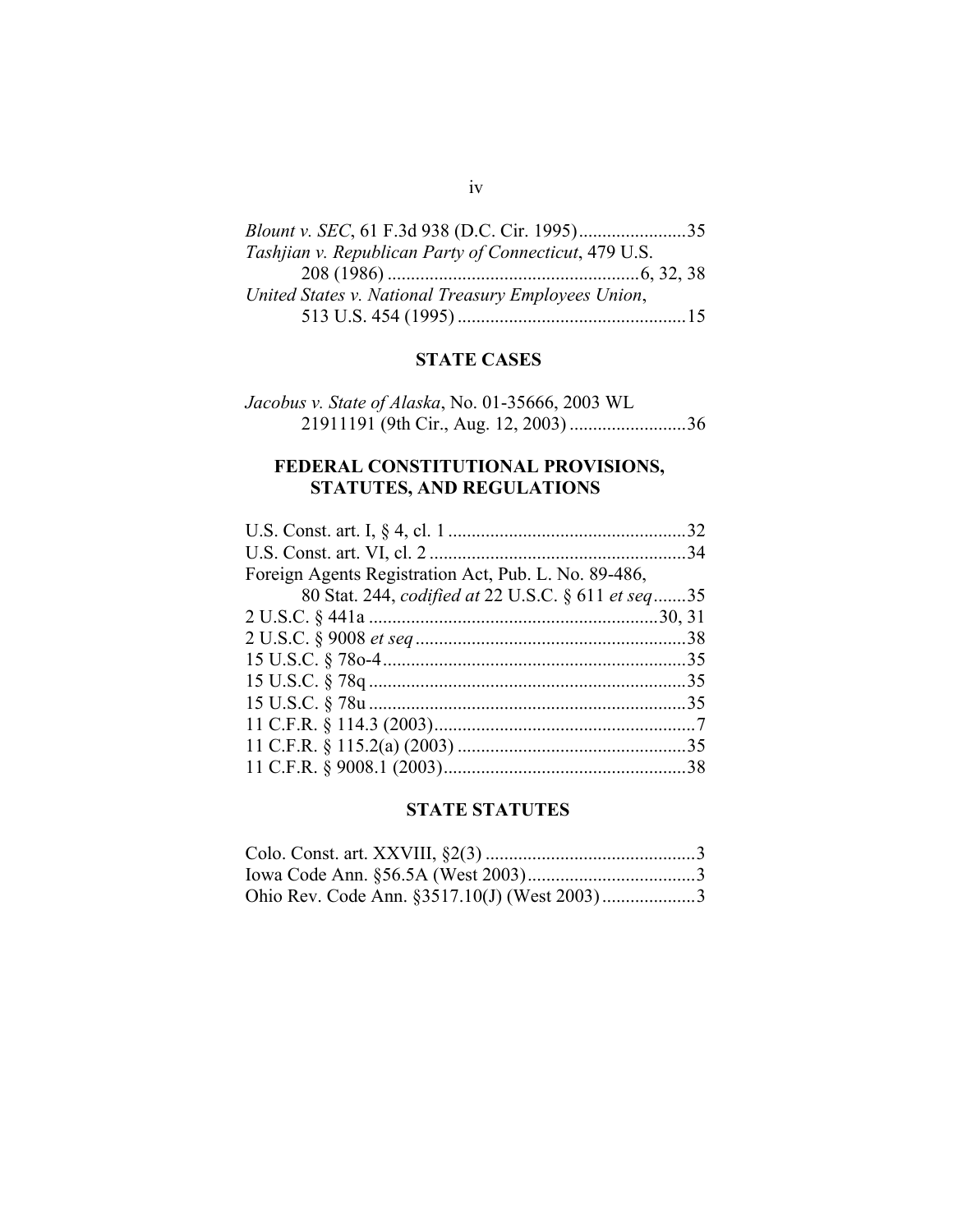*Blount v. SEC*, 61 F.3d 938 (D.C. Cir. 1995).......................35

*Tashjian v. Republican Party of Connecticut*, 479 U.S. 208 (1986) .....................................................6, 32, 38

*United States v. National Treasury Employees Union*, 513 U.S. 454 (1995) ................................................15

## STATE CASES

*Jacobus v. State of Alaska*, No. 01-35666, 2003 WL 21911191 (9th Cir., Aug. 12, 2003) .........................36

## FEDERAL CONSTITUTIONAL PROVISIONS, STATUTES, AND REGULATIONS

U.S. Const. art. I, § 4, cl. 1 ...................................................32

U.S. Const. art. VI, cl. 2 .......................................................34

Foreign Agents Registration Act, Pub. L. No. 89-486, 80 Stat. 244, *codified at* 22 U.S.C. § 611 *et seq*.......35

2 U.S.C. § 441a .............................................................30, 31

2 U.S.C. § 9008 *et seq* ..........................................................38

15 U.S.C. § 78o-4.................................................................35

15 U.S.C. § 78q ....................................................................35

15 U.S.C. § 78u ....................................................................35

11 C.F.R. § 114.3 (2003)........................................................7

11 C.F.R. § 115.2(a) (2003) .................................................35

11 C.F.R. § 9008.1 (2003)....................................................38

## STATE STATUTES

Colo. Const. art. XXVIII, §2(3) .............................................3

Iowa Code Ann. §56.5A (West 2003)....................................3

Ohio Rev. Code Ann. §3517.10(J) (West 2003)....................3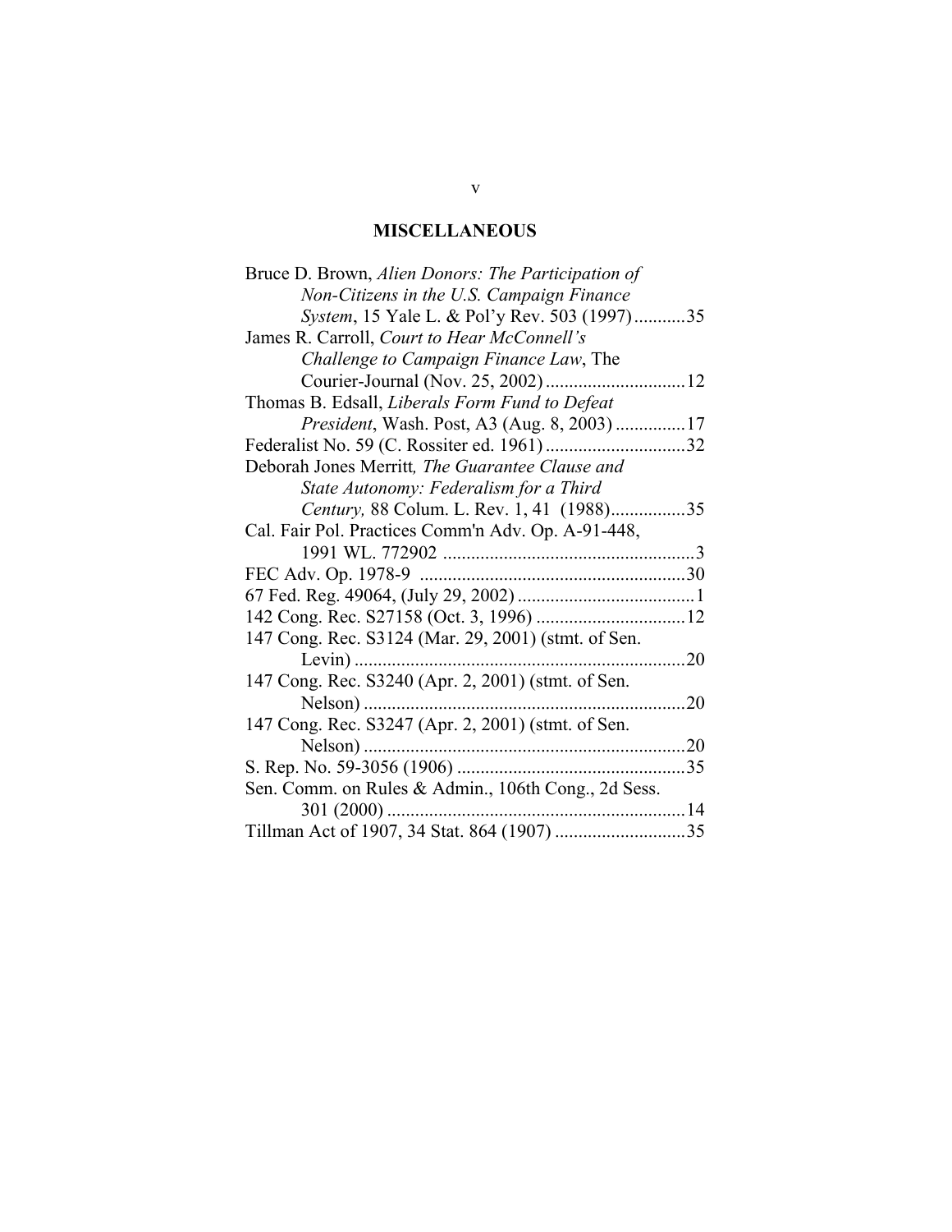## MISCELLANEOUS

Bruce D. Brown, *Alien Donors: The Participation of Non-Citizens in the U.S. Campaign Finance System*, 15 Yale L. & Pol'y Rev. 503 (1997)...........35

James R. Carroll, *Court to Hear McConnell's Challenge to Campaign Finance Law*, The Courier-Journal (Nov. 25, 2002)..............................12

Thomas B. Edsall, *Liberals Form Fund to Defeat President*, Wash. Post, A3 (Aug. 8, 2003) ...............17

Federalist No. 59 (C. Rossiter ed. 1961)..............................32

Deborah Jones Merritt*, The Guarantee Clause and State Autonomy: Federalism for a Third Century,* 88 Colum. L. Rev. 1, 41 (1988)................35

Cal. Fair Pol. Practices Comm'n Adv. Op. A-91-448, 1991 WL. 772902 ......................................................3

FEC Adv. Op. 1978-9 .........................................................30

67 Fed. Reg. 49064, (July 29, 2002)......................................1

142 Cong. Rec. S27158 (Oct. 3, 1996) ................................12

147 Cong. Rec. S3124 (Mar. 29, 2001) (stmt. of Sen. Levin) .......................................................................20

147 Cong. Rec. S3240 (Apr. 2, 2001) (stmt. of Sen. Nelson) .....................................................................20

147 Cong. Rec. S3247 (Apr. 2, 2001) (stmt. of Sen. Nelson) .....................................................................20

S. Rep. No. 59-3056 (1906) .................................................35

Sen. Comm. on Rules & Admin., 106th Cong., 2d Sess. 301 (2000) ................................................................14

Tillman Act of 1907, 34 Stat. 864 (1907) ............................35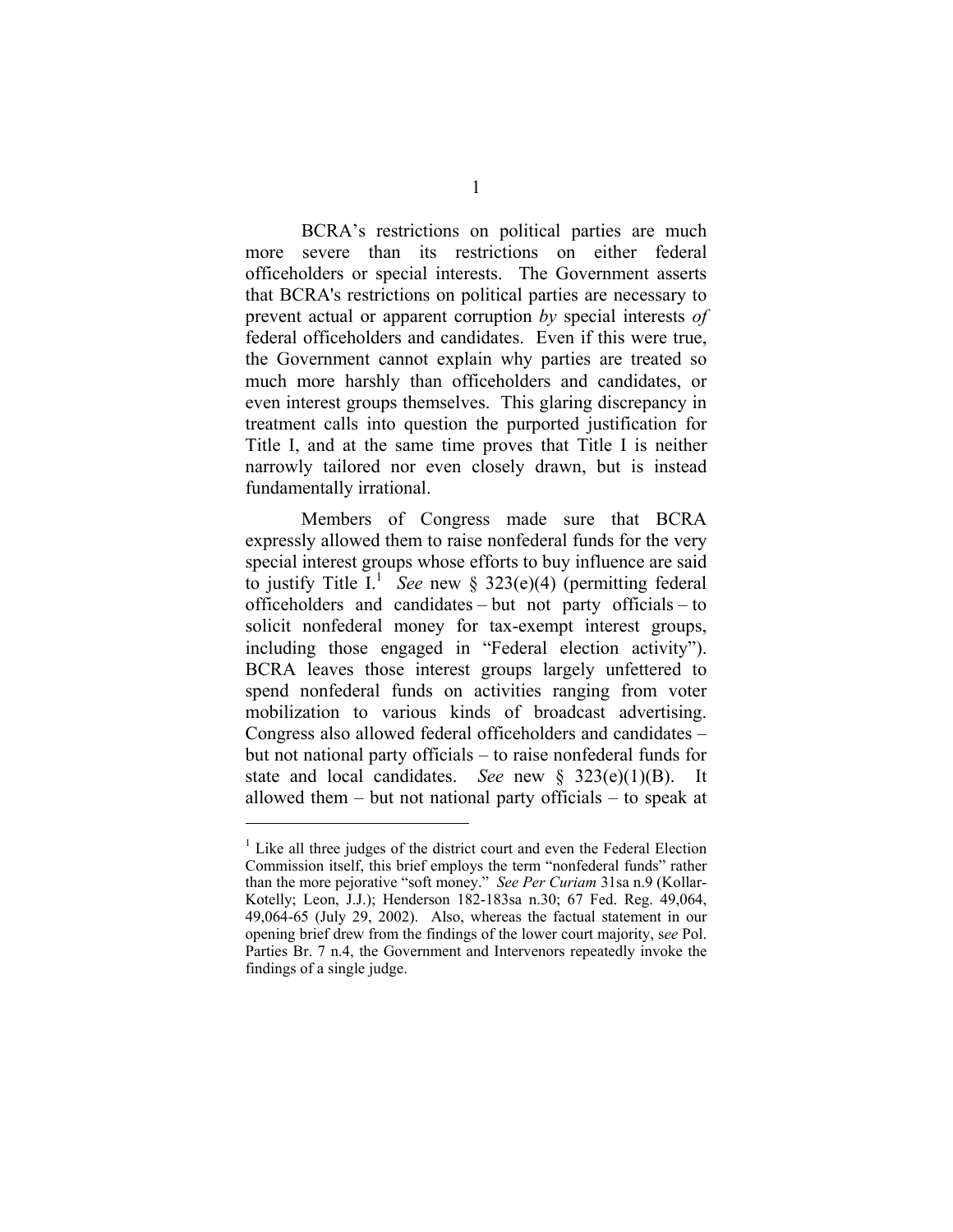BCRA's restrictions on political parties are much more severe than its restrictions on either federal officeholders or special interests. The Government asserts that BCRA's restrictions on political parties are necessary to prevent actual or apparent corruption *by* special interests *of* federal officeholders and candidates. Even if this were true, the Government cannot explain why parties are treated so much more harshly than officeholders and candidates, or even interest groups themselves. This glaring discrepancy in treatment calls into question the purported justification for Title I, and at the same time proves that Title I is neither narrowly tailored nor even closely drawn, but is instead fundamentally irrational.

Members of Congress made sure that BCRA expressly allowed them to raise nonfederal funds for the very special interest groups whose efforts to buy influence are said to justify Title I.[1] *See* new § 323(e)(4) (permitting federal officeholders and candidates – but not party officials – to solicit nonfederal money for tax-exempt interest groups, including those engaged in "Federal election activity"). BCRA leaves those interest groups largely unfettered to spend nonfederal funds on activities ranging from voter mobilization to various kinds of broadcast advertising. Congress also allowed federal officeholders and candidates – but not national party officials – to raise nonfederal funds for state and local candidates. *See* new § 323(e)(1)(B). It allowed them – but not national party officials – to speak at

[1] Like all three judges of the district court and even the Federal Election Commission itself, this brief employs the term "nonfederal funds" rather than the more pejorative "soft money." *See Per Curiam* 31sa n.9 (Kollar-Kotelly; Leon, J.J.); Henderson 182-183sa n.30; 67 Fed. Reg. 49,064, 49,064-65 (July 29, 2002). Also, whereas the factual statement in our opening brief drew from the findings of the lower court majority, s*ee* Pol. Parties Br. 7 n.4, the Government and Intervenors repeatedly invoke the findings of a single judge.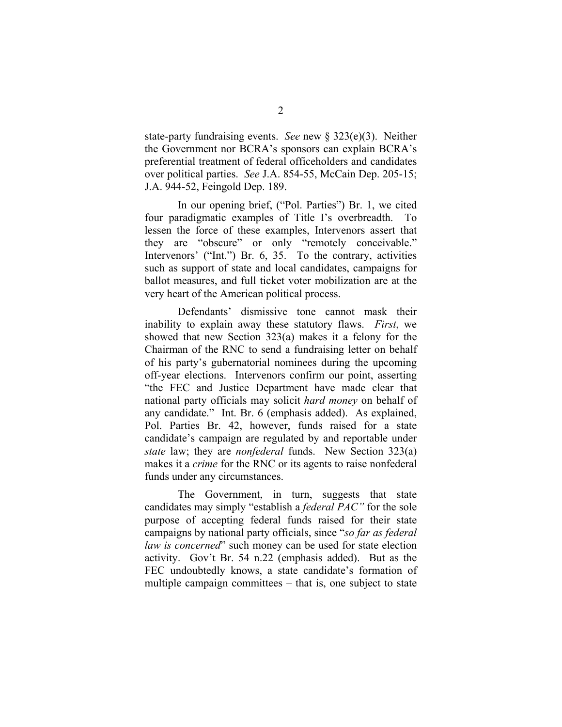state-party fundraising events. *See* new § 323(e)(3). Neither the Government nor BCRA's sponsors can explain BCRA's preferential treatment of federal officeholders and candidates over political parties. *See* J.A. 854-55, McCain Dep. 205-15; J.A. 944-52, Feingold Dep. 189.

In our opening brief, ("Pol. Parties") Br. 1, we cited four paradigmatic examples of Title I's overbreadth. To lessen the force of these examples, Intervenors assert that they are "obscure" or only "remotely conceivable." Intervenors' ("Int.") Br. 6, 35. To the contrary, activities such as support of state and local candidates, campaigns for ballot measures, and full ticket voter mobilization are at the very heart of the American political process.

Defendants' dismissive tone cannot mask their inability to explain away these statutory flaws. *First*, we showed that new Section 323(a) makes it a felony for the Chairman of the RNC to send a fundraising letter on behalf of his party's gubernatorial nominees during the upcoming off-year elections. Intervenors confirm our point, asserting "the FEC and Justice Department have made clear that national party officials may solicit *hard money* on behalf of any candidate." Int. Br. 6 (emphasis added). As explained, Pol. Parties Br. 42, however, funds raised for a state candidate's campaign are regulated by and reportable under *state* law; they are *nonfederal* funds. New Section 323(a) makes it a *crime* for the RNC or its agents to raise nonfederal funds under any circumstances.

The Government, in turn, suggests that state candidates may simply "establish a *federal PAC"* for the sole purpose of accepting federal funds raised for their state campaigns by national party officials, since "*so far as federal law is concerned*" such money can be used for state election activity. Gov't Br. 54 n.22 (emphasis added). But as the FEC undoubtedly knows, a state candidate's formation of multiple campaign committees – that is, one subject to state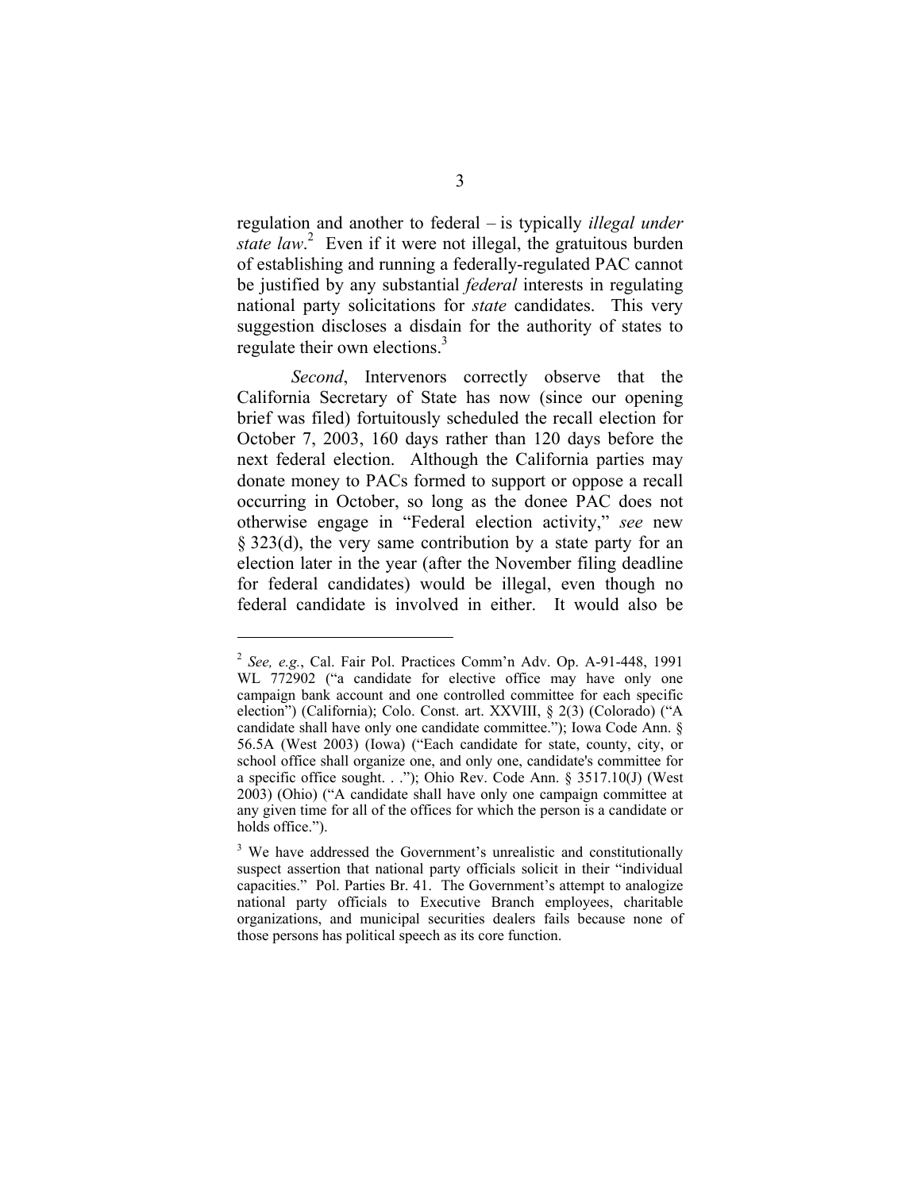regulation and another to federal – is typically *illegal under state law*.[2] Even if it were not illegal, the gratuitous burden of establishing and running a federally-regulated PAC cannot be justified by any substantial *federal* interests in regulating national party solicitations for *state* candidates. This very suggestion discloses a disdain for the authority of states to regulate their own elections.[3]

*Second*, Intervenors correctly observe that the California Secretary of State has now (since our opening brief was filed) fortuitously scheduled the recall election for October 7, 2003, 160 days rather than 120 days before the next federal election. Although the California parties may donate money to PACs formed to support or oppose a recall occurring in October, so long as the donee PAC does not otherwise engage in "Federal election activity," *see* new § 323(d), the very same contribution by a state party for an election later in the year (after the November filing deadline for federal candidates) would be illegal, even though no federal candidate is involved in either. It would also be

---

[2] *See, e.g.*, Cal. Fair Pol. Practices Comm'n Adv. Op. A-91-448, 1991 WL 772902 ("a candidate for elective office may have only one campaign bank account and one controlled committee for each specific election") (California); Colo. Const. art. XXVIII, § 2(3) (Colorado) ("A candidate shall have only one candidate committee."); Iowa Code Ann. § 56.5A (West 2003) (Iowa) ("Each candidate for state, county, city, or school office shall organize one, and only one, candidate's committee for a specific office sought. . ."); Ohio Rev. Code Ann. § 3517.10(J) (West 2003) (Ohio) ("A candidate shall have only one campaign committee at any given time for all of the offices for which the person is a candidate or holds office.").

[3] We have addressed the Government's unrealistic and constitutionally suspect assertion that national party officials solicit in their "individual capacities." Pol. Parties Br. 41. The Government's attempt to analogize national party officials to Executive Branch employees, charitable organizations, and municipal securities dealers fails because none of those persons has political speech as its core function.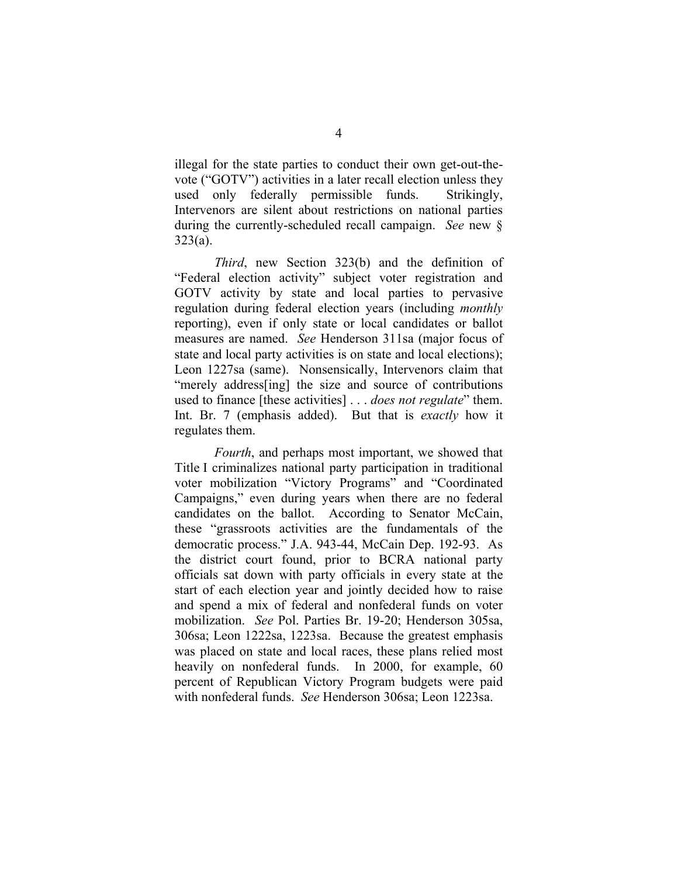illegal for the state parties to conduct their own get-out-the-vote ("GOTV") activities in a later recall election unless they used only federally permissible funds. Strikingly, Intervenors are silent about restrictions on national parties during the currently-scheduled recall campaign. *See* new § 323(a).

*Third*, new Section 323(b) and the definition of "Federal election activity" subject voter registration and GOTV activity by state and local parties to pervasive regulation during federal election years (including *monthly* reporting), even if only state or local candidates or ballot measures are named. *See* Henderson 311sa (major focus of state and local party activities is on state and local elections); Leon 1227sa (same). Nonsensically, Intervenors claim that "merely address[ing] the size and source of contributions used to finance [these activities] . . . *does not regulate*" them. Int. Br. 7 (emphasis added). But that is *exactly* how it regulates them.

*Fourth*, and perhaps most important, we showed that Title I criminalizes national party participation in traditional voter mobilization "Victory Programs" and "Coordinated Campaigns," even during years when there are no federal candidates on the ballot. According to Senator McCain, these "grassroots activities are the fundamentals of the democratic process." J.A. 943-44, McCain Dep. 192-93. As the district court found, prior to BCRA national party officials sat down with party officials in every state at the start of each election year and jointly decided how to raise and spend a mix of federal and nonfederal funds on voter mobilization. *See* Pol. Parties Br. 19-20; Henderson 305sa, 306sa; Leon 1222sa, 1223sa. Because the greatest emphasis was placed on state and local races, these plans relied most heavily on nonfederal funds. In 2000, for example, 60 percent of Republican Victory Program budgets were paid with nonfederal funds. *See* Henderson 306sa; Leon 1223sa.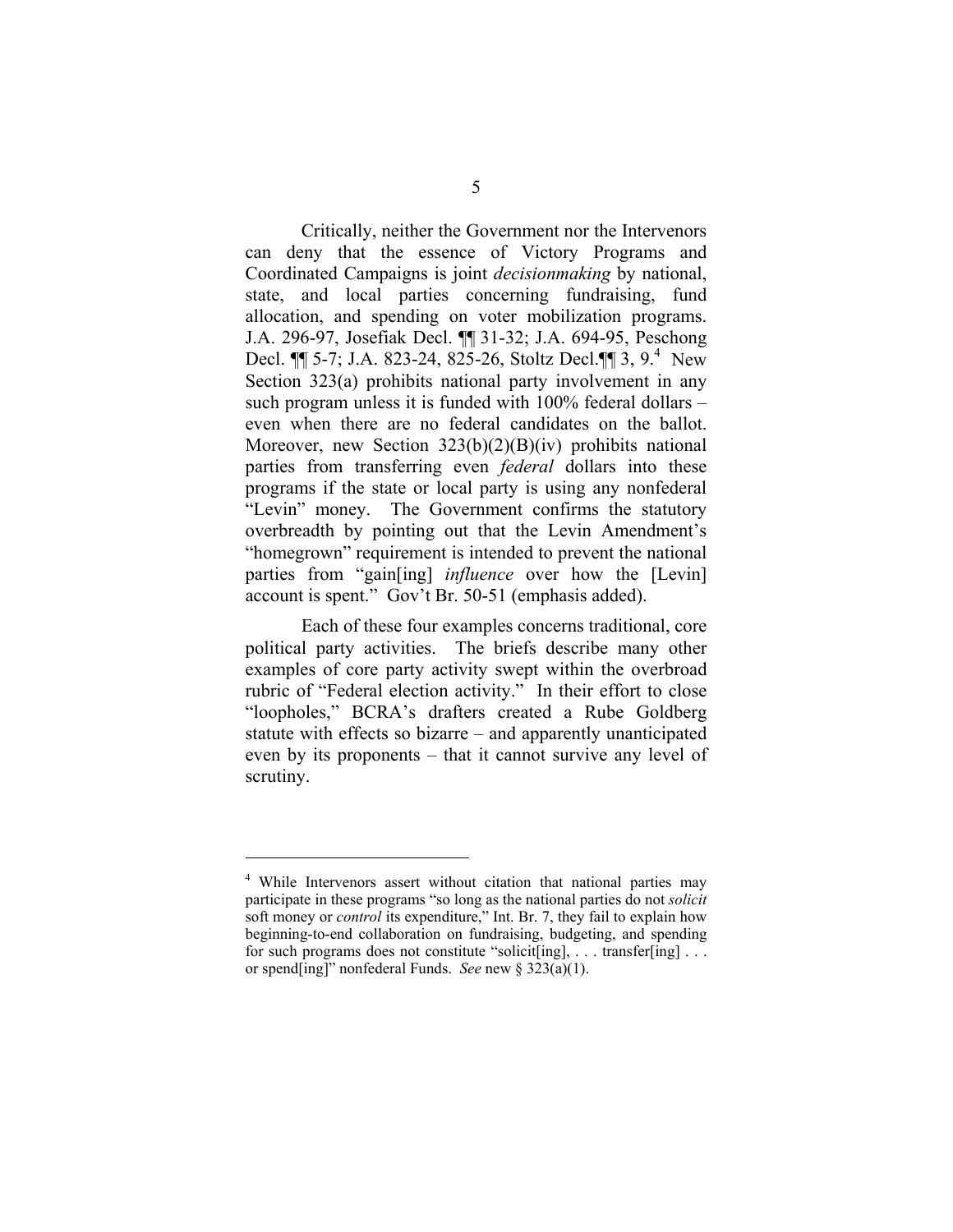Critically, neither the Government nor the Intervenors can deny that the essence of Victory Programs and Coordinated Campaigns is joint *decisionmaking* by national, state, and local parties concerning fundraising, fund allocation, and spending on voter mobilization programs. J.A. 296-97, Josefiak Decl. ¶¶ 31-32; J.A. 694-95, Peschong Decl. ¶¶ 5-7; J.A. 823-24, 825-26, Stoltz Decl.¶¶ 3, 9.[4] New Section 323(a) prohibits national party involvement in any such program unless it is funded with 100% federal dollars – even when there are no federal candidates on the ballot. Moreover, new Section 323(b)(2)(B)(iv) prohibits national parties from transferring even *federal* dollars into these programs if the state or local party is using any nonfederal "Levin" money. The Government confirms the statutory overbreadth by pointing out that the Levin Amendment's "homegrown" requirement is intended to prevent the national parties from "gain[ing] *influence* over how the [Levin] account is spent." Gov't Br. 50-51 (emphasis added).

Each of these four examples concerns traditional, core political party activities. The briefs describe many other examples of core party activity swept within the overbroad rubric of "Federal election activity." In their effort to close "loopholes," BCRA's drafters created a Rube Goldberg statute with effects so bizarre – and apparently unanticipated even by its proponents – that it cannot survive any level of scrutiny.

---

[4] While Intervenors assert without citation that national parties may participate in these programs "so long as the national parties do not *solicit* soft money or *control* its expenditure," Int. Br. 7, they fail to explain how beginning-to-end collaboration on fundraising, budgeting, and spending for such programs does not constitute "solicit[ing], . . . transfer[ing] . . . or spend[ing]" nonfederal Funds. *See* new § 323(a)(1).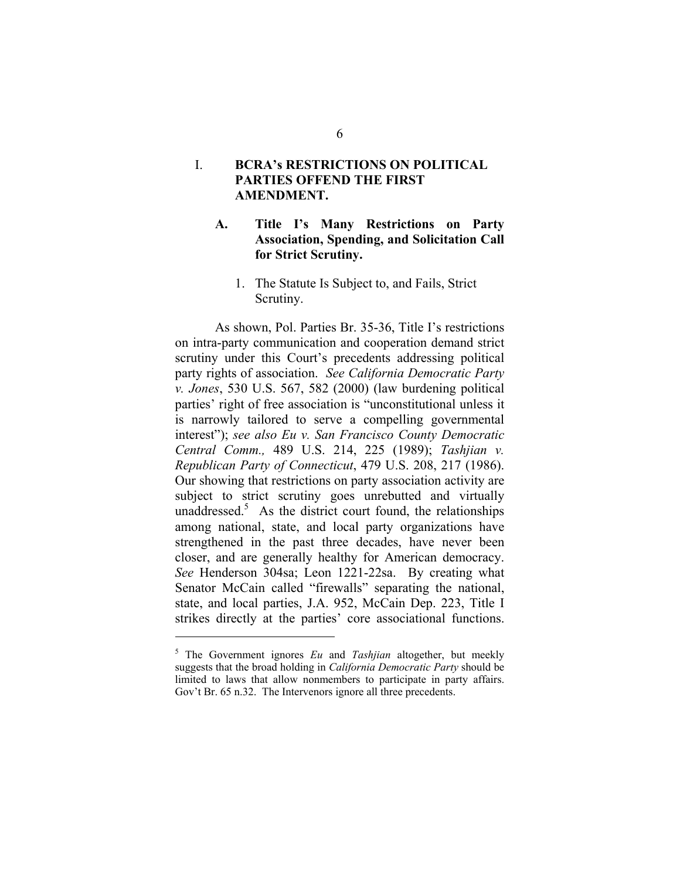# I. BCRA's RESTRICTIONS ON POLITICAL PARTIES OFFEND THE FIRST AMENDMENT.

## A. Title I's Many Restrictions on Party Association, Spending, and Solicitation Call for Strict Scrutiny.

### 1. The Statute Is Subject to, and Fails, Strict Scrutiny.

As shown, Pol. Parties Br. 35-36, Title I's restrictions on intra-party communication and cooperation demand strict scrutiny under this Court's precedents addressing political party rights of association. *See California Democratic Party v. Jones*, 530 U.S. 567, 582 (2000) (law burdening political parties' right of free association is "unconstitutional unless it is narrowly tailored to serve a compelling governmental interest"); *see also Eu v. San Francisco County Democratic Central Comm.,* 489 U.S. 214, 225 (1989); *Tashjian v. Republican Party of Connecticut*, 479 U.S. 208, 217 (1986). Our showing that restrictions on party association activity are subject to strict scrutiny goes unrebutted and virtually unaddressed.[5] As the district court found, the relationships among national, state, and local party organizations have strengthened in the past three decades, have never been closer, and are generally healthy for American democracy. *See* Henderson 304sa; Leon 1221-22sa. By creating what Senator McCain called "firewalls" separating the national, state, and local parties, J.A. 952, McCain Dep. 223, Title I strikes directly at the parties' core associational functions.

---

[5] The Government ignores *Eu* and *Tashjian* altogether, but meekly suggests that the broad holding in *California Democratic Party* should be limited to laws that allow nonmembers to participate in party affairs. Gov't Br. 65 n.32. The Intervenors ignore all three precedents.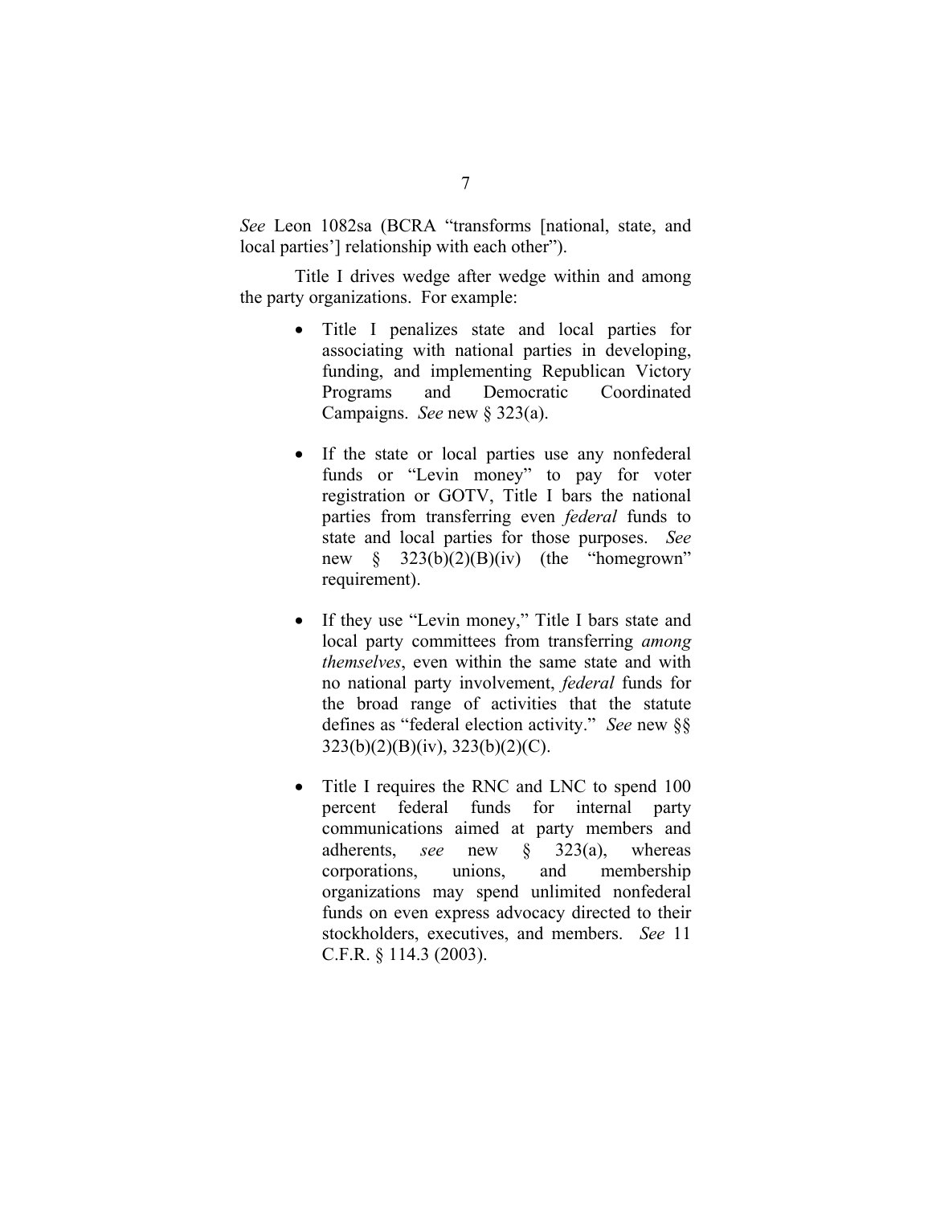*See* Leon 1082sa (BCRA "transforms [national, state, and local parties'] relationship with each other").

Title I drives wedge after wedge within and among the party organizations. For example:

- Title I penalizes state and local parties for associating with national parties in developing, funding, and implementing Republican Victory Programs and Democratic Coordinated Campaigns. *See* new § 323(a).

- If the state or local parties use any nonfederal funds or "Levin money" to pay for voter registration or GOTV, Title I bars the national parties from transferring even *federal* funds to state and local parties for those purposes. *See* new § 323(b)(2)(B)(iv) (the "homegrown" requirement).

- If they use "Levin money," Title I bars state and local party committees from transferring *among themselves*, even within the same state and with no national party involvement, *federal* funds for the broad range of activities that the statute defines as "federal election activity." *See* new §§ 323(b)(2)(B)(iv), 323(b)(2)(C).

- Title I requires the RNC and LNC to spend 100 percent federal funds for internal party communications aimed at party members and adherents, *see* new § 323(a), whereas corporations, unions, and membership organizations may spend unlimited nonfederal funds on even express advocacy directed to their stockholders, executives, and members. *See* 11 C.F.R. § 114.3 (2003).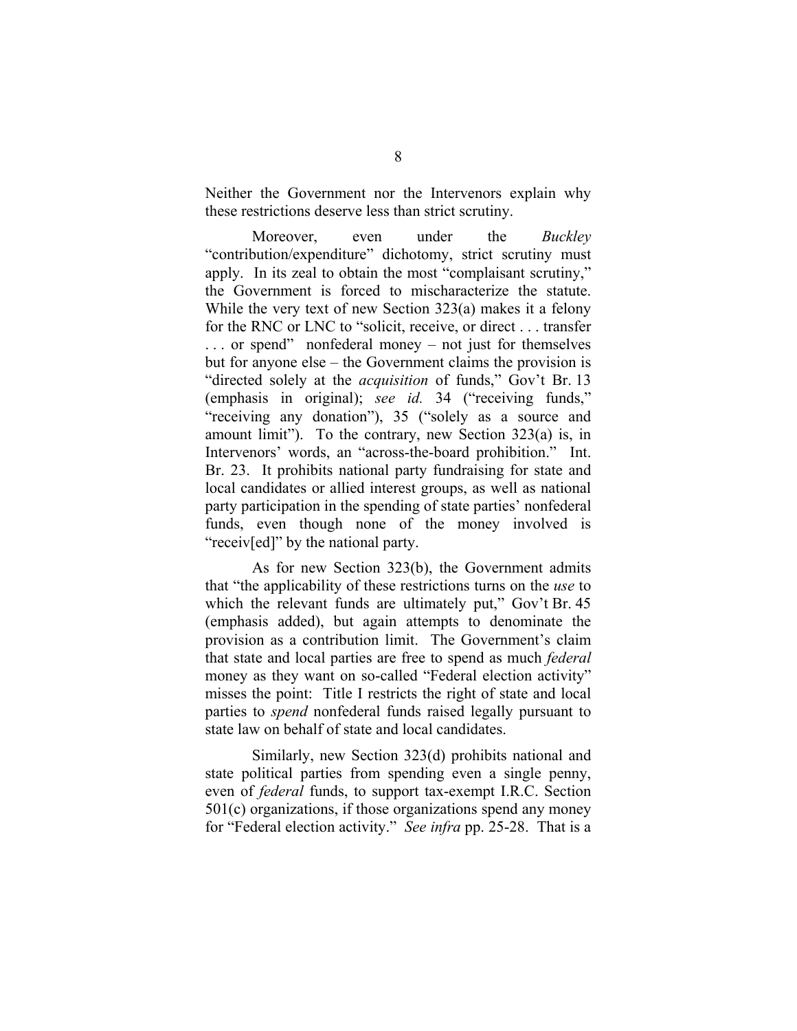Neither the Government nor the Intervenors explain why these restrictions deserve less than strict scrutiny.

Moreover, even under the *Buckley* "contribution/expenditure" dichotomy, strict scrutiny must apply. In its zeal to obtain the most "complaisant scrutiny," the Government is forced to mischaracterize the statute. While the very text of new Section 323(a) makes it a felony for the RNC or LNC to "solicit, receive, or direct . . . transfer . . . or spend" nonfederal money – not just for themselves but for anyone else – the Government claims the provision is "directed solely at the *acquisition* of funds," Gov't Br. 13 (emphasis in original); *see id.* 34 ("receiving funds," "receiving any donation"), 35 ("solely as a source and amount limit"). To the contrary, new Section 323(a) is, in Intervenors' words, an "across-the-board prohibition." Int. Br. 23. It prohibits national party fundraising for state and local candidates or allied interest groups, as well as national party participation in the spending of state parties' nonfederal funds, even though none of the money involved is "receiv[ed]" by the national party.

As for new Section 323(b), the Government admits that "the applicability of these restrictions turns on the *use* to which the relevant funds are ultimately put," Gov't Br. 45 (emphasis added), but again attempts to denominate the provision as a contribution limit. The Government's claim that state and local parties are free to spend as much *federal* money as they want on so-called "Federal election activity" misses the point: Title I restricts the right of state and local parties to *spend* nonfederal funds raised legally pursuant to state law on behalf of state and local candidates.

Similarly, new Section 323(d) prohibits national and state political parties from spending even a single penny, even of *federal* funds, to support tax-exempt I.R.C. Section 501(c) organizations, if those organizations spend any money for "Federal election activity." *See infra* pp. 25-28. That is a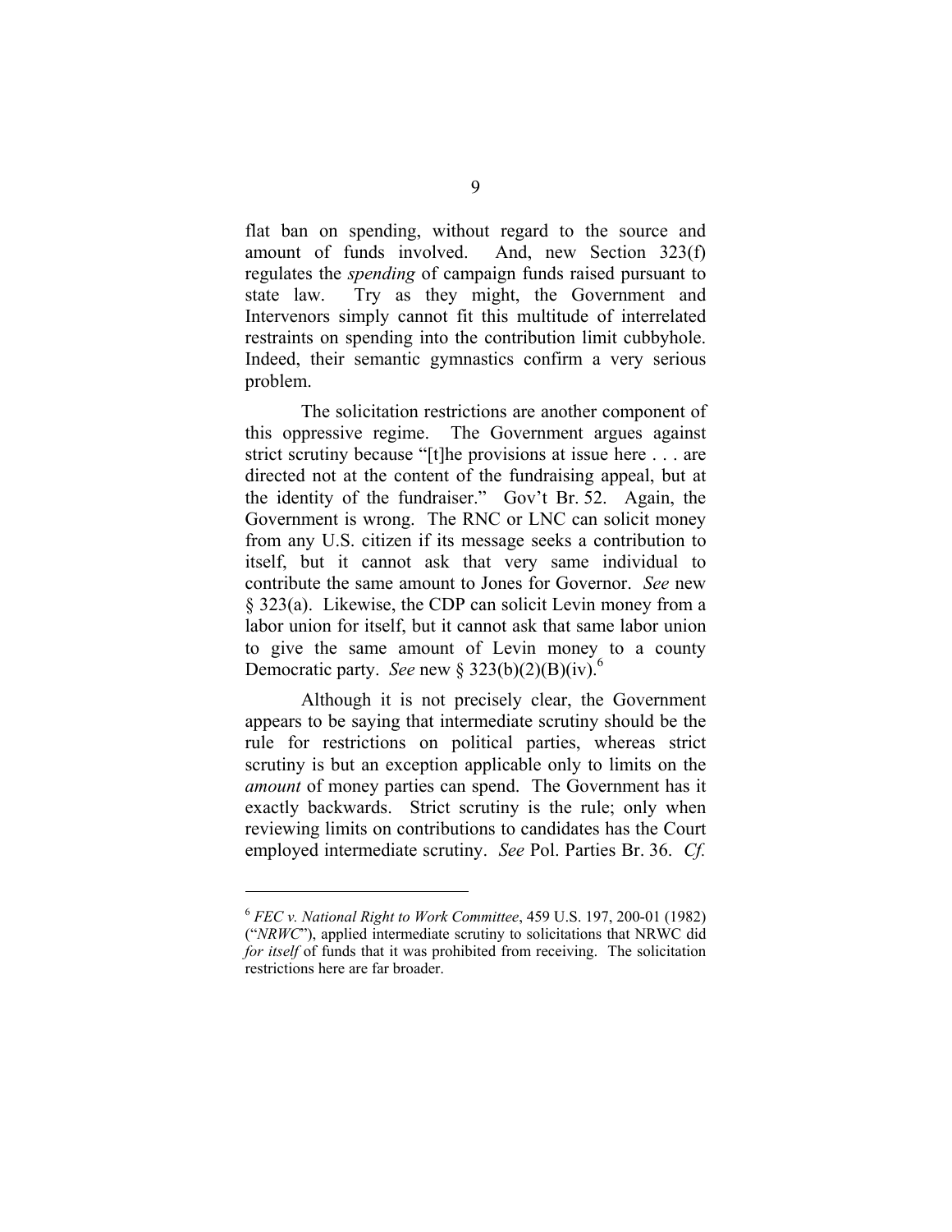flat ban on spending, without regard to the source and amount of funds involved. And, new Section 323(f) regulates the *spending* of campaign funds raised pursuant to state law. Try as they might, the Government and Intervenors simply cannot fit this multitude of interrelated restraints on spending into the contribution limit cubbyhole. Indeed, their semantic gymnastics confirm a very serious problem.

The solicitation restrictions are another component of this oppressive regime. The Government argues against strict scrutiny because "[t]he provisions at issue here . . . are directed not at the content of the fundraising appeal, but at the identity of the fundraiser." Gov't Br. 52. Again, the Government is wrong. The RNC or LNC can solicit money from any U.S. citizen if its message seeks a contribution to itself, but it cannot ask that very same individual to contribute the same amount to Jones for Governor. *See* new § 323(a). Likewise, the CDP can solicit Levin money from a labor union for itself, but it cannot ask that same labor union to give the same amount of Levin money to a county Democratic party. *See* new § 323(b)(2)(B)(iv).[6]

Although it is not precisely clear, the Government appears to be saying that intermediate scrutiny should be the rule for restrictions on political parties, whereas strict scrutiny is but an exception applicable only to limits on the *amount* of money parties can spend. The Government has it exactly backwards. Strict scrutiny is the rule; only when reviewing limits on contributions to candidates has the Court employed intermediate scrutiny. *See* Pol. Parties Br. 36. *Cf.*

---

[6] *FEC v. National Right to Work Committee*, 459 U.S. 197, 200-01 (1982) ("*NRWC*"), applied intermediate scrutiny to solicitations that NRWC did *for itself* of funds that it was prohibited from receiving. The solicitation restrictions here are far broader.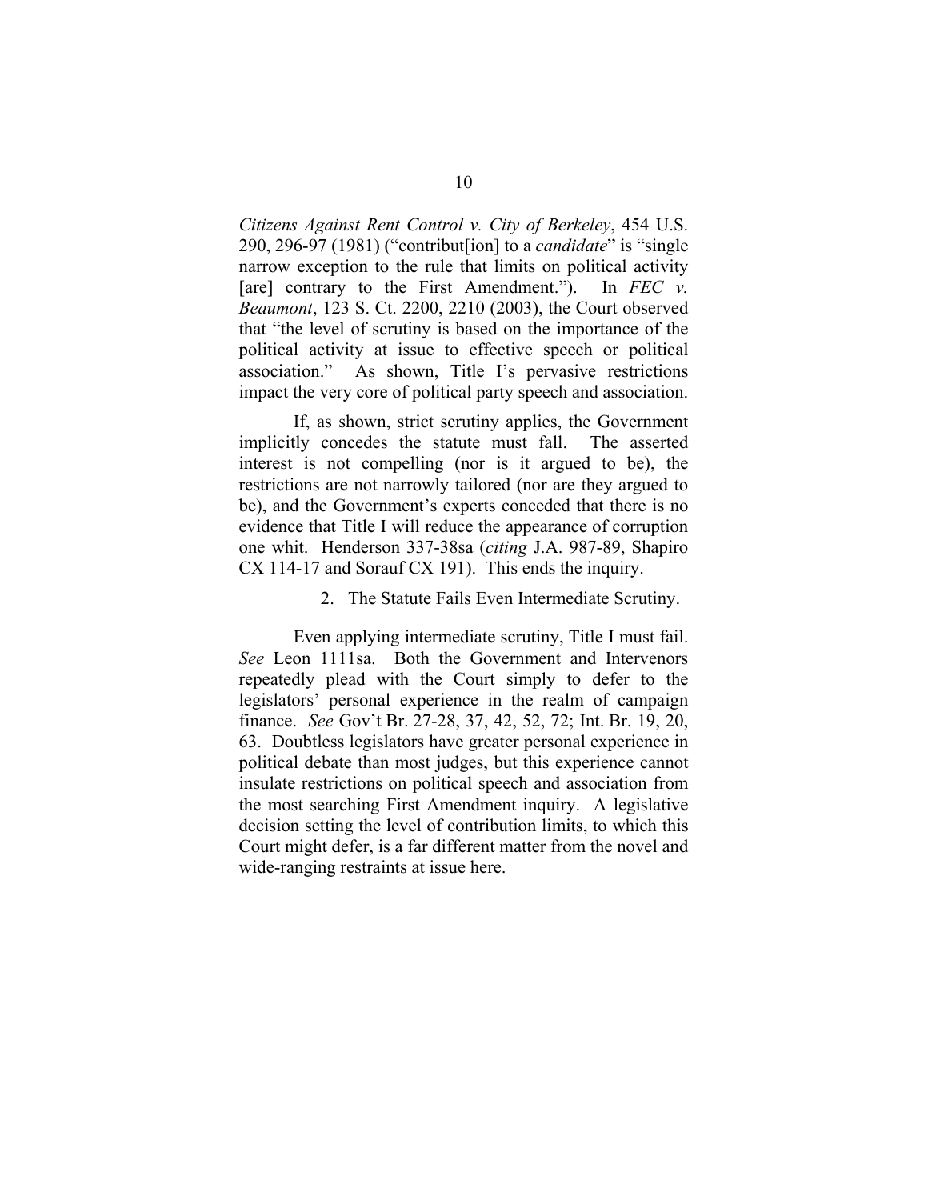*Citizens Against Rent Control v. City of Berkeley*, 454 U.S. 290, 296-97 (1981) ("contribut[ion] to a *candidate*" is "single narrow exception to the rule that limits on political activity [are] contrary to the First Amendment."). In *FEC v. Beaumont*, 123 S. Ct. 2200, 2210 (2003), the Court observed that "the level of scrutiny is based on the importance of the political activity at issue to effective speech or political association." As shown, Title I's pervasive restrictions impact the very core of political party speech and association.

If, as shown, strict scrutiny applies, the Government implicitly concedes the statute must fall. The asserted interest is not compelling (nor is it argued to be), the restrictions are not narrowly tailored (nor are they argued to be), and the Government's experts conceded that there is no evidence that Title I will reduce the appearance of corruption one whit. Henderson 337-38sa (*citing* J.A. 987-89, Shapiro CX 114-17 and Sorauf CX 191). This ends the inquiry.

2. The Statute Fails Even Intermediate Scrutiny.

Even applying intermediate scrutiny, Title I must fail. *See* Leon 1111sa. Both the Government and Intervenors repeatedly plead with the Court simply to defer to the legislators' personal experience in the realm of campaign finance. *See* Gov't Br. 27-28, 37, 42, 52, 72; Int. Br. 19, 20, 63. Doubtless legislators have greater personal experience in political debate than most judges, but this experience cannot insulate restrictions on political speech and association from the most searching First Amendment inquiry. A legislative decision setting the level of contribution limits, to which this Court might defer, is a far different matter from the novel and wide-ranging restraints at issue here.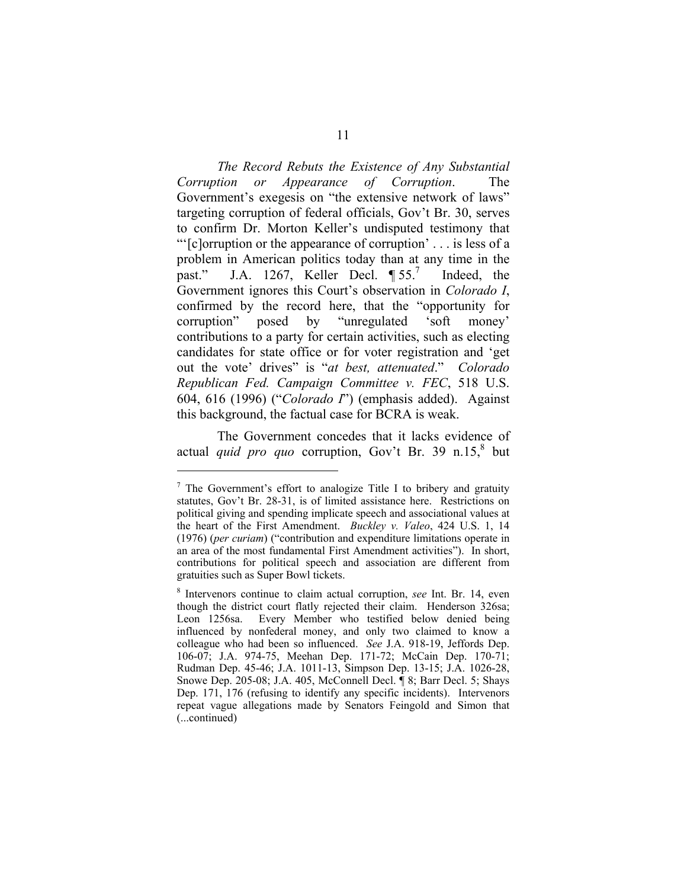*The Record Rebuts the Existence of Any Substantial Corruption or Appearance of Corruption*. The Government's exegesis on "the extensive network of laws" targeting corruption of federal officials, Gov't Br. 30, serves to confirm Dr. Morton Keller's undisputed testimony that "'[c]orruption or the appearance of corruption' . . . is less of a problem in American politics today than at any time in the past." J.A. 1267, Keller Decl. ¶ 55.[7] Indeed, the Government ignores this Court's observation in *Colorado I*, confirmed by the record here, that the "opportunity for corruption" posed by "unregulated 'soft money' contributions to a party for certain activities, such as electing candidates for state office or for voter registration and 'get out the vote' drives" is "*at best, attenuated*." *Colorado Republican Fed. Campaign Committee v. FEC*, 518 U.S. 604, 616 (1996) ("*Colorado I*") (emphasis added). Against this background, the factual case for BCRA is weak.

The Government concedes that it lacks evidence of actual *quid pro quo* corruption, Gov't Br. 39 n.15,[8] but

---

[7] The Government's effort to analogize Title I to bribery and gratuity statutes, Gov't Br. 28-31, is of limited assistance here. Restrictions on political giving and spending implicate speech and associational values at the heart of the First Amendment. *Buckley v. Valeo*, 424 U.S. 1, 14 (1976) (*per curiam*) ("contribution and expenditure limitations operate in an area of the most fundamental First Amendment activities"). In short, contributions for political speech and association are different from gratuities such as Super Bowl tickets.

[8] Intervenors continue to claim actual corruption, *see* Int. Br. 14, even though the district court flatly rejected their claim. Henderson 326sa; Leon 1256sa. Every Member who testified below denied being influenced by nonfederal money, and only two claimed to know a colleague who had been so influenced. *See* J.A. 918-19, Jeffords Dep. 106-07; J.A. 974-75, Meehan Dep. 171-72; McCain Dep. 170-71; Rudman Dep. 45-46; J.A. 1011-13, Simpson Dep. 13-15; J.A. 1026-28, Snowe Dep. 205-08; J.A. 405, McConnell Decl. ¶ 8; Barr Decl. 5; Shays Dep. 171, 176 (refusing to identify any specific incidents). Intervenors repeat vague allegations made by Senators Feingold and Simon that (...continued)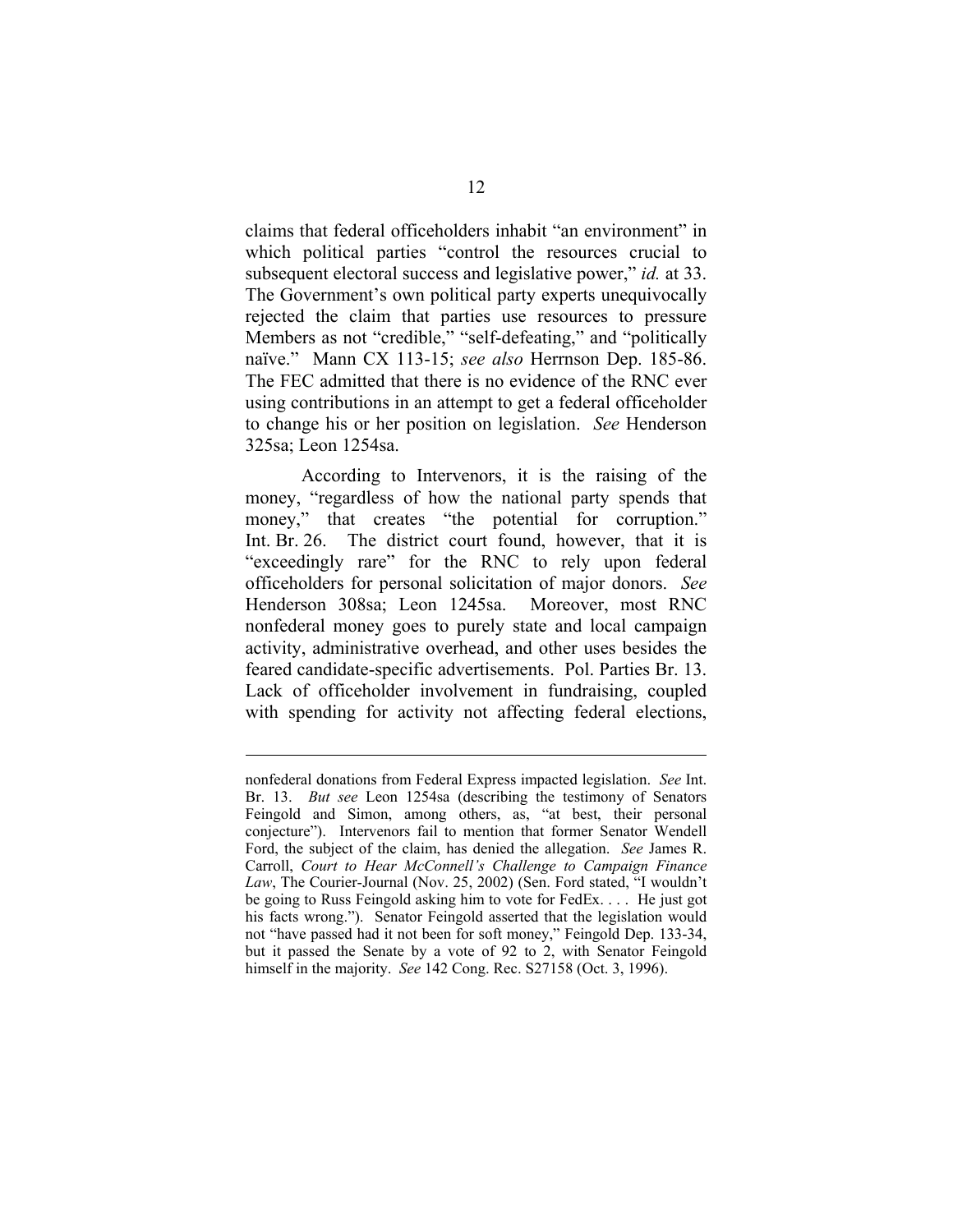claims that federal officeholders inhabit "an environment" in which political parties "control the resources crucial to subsequent electoral success and legislative power," *id.* at 33. The Government's own political party experts unequivocally rejected the claim that parties use resources to pressure Members as not "credible," "self-defeating," and "politically naïve." Mann CX 113-15; *see also* Herrnson Dep. 185-86. The FEC admitted that there is no evidence of the RNC ever using contributions in an attempt to get a federal officeholder to change his or her position on legislation. *See* Henderson 325sa; Leon 1254sa.

According to Intervenors, it is the raising of the money, "regardless of how the national party spends that money," that creates "the potential for corruption." Int. Br. 26. The district court found, however, that it is "exceedingly rare" for the RNC to rely upon federal officeholders for personal solicitation of major donors. *See* Henderson 308sa; Leon 1245sa. Moreover, most RNC nonfederal money goes to purely state and local campaign activity, administrative overhead, and other uses besides the feared candidate-specific advertisements. Pol. Parties Br. 13. Lack of officeholder involvement in fundraising, coupled with spending for activity not affecting federal elections,

---

nonfederal donations from Federal Express impacted legislation. *See* Int. Br. 13. *But see* Leon 1254sa (describing the testimony of Senators Feingold and Simon, among others, as, "at best, their personal conjecture"). Intervenors fail to mention that former Senator Wendell Ford, the subject of the claim, has denied the allegation. *See* James R. Carroll, *Court to Hear McConnell's Challenge to Campaign Finance Law*, The Courier-Journal (Nov. 25, 2002) (Sen. Ford stated, "I wouldn't be going to Russ Feingold asking him to vote for FedEx. . . . He just got his facts wrong."). Senator Feingold asserted that the legislation would not "have passed had it not been for soft money," Feingold Dep. 133-34, but it passed the Senate by a vote of 92 to 2, with Senator Feingold himself in the majority. *See* 142 Cong. Rec. S27158 (Oct. 3, 1996).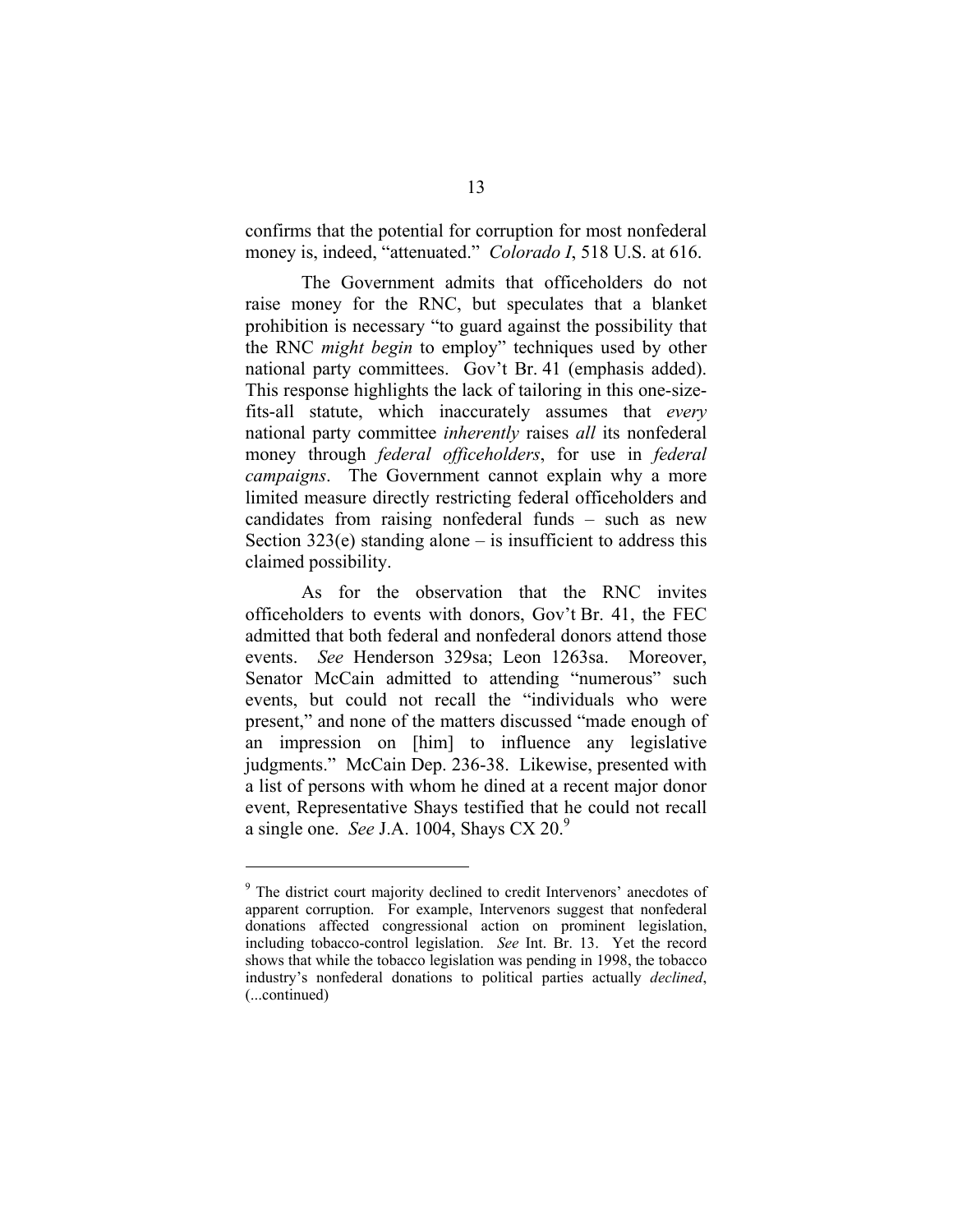confirms that the potential for corruption for most nonfederal money is, indeed, "attenuated." *Colorado I*, 518 U.S. at 616.

The Government admits that officeholders do not raise money for the RNC, but speculates that a blanket prohibition is necessary "to guard against the possibility that the RNC *might begin* to employ" techniques used by other national party committees. Gov't Br. 41 (emphasis added). This response highlights the lack of tailoring in this one-size-fits-all statute, which inaccurately assumes that *every* national party committee *inherently* raises *all* its nonfederal money through *federal officeholders*, for use in *federal campaigns*. The Government cannot explain why a more limited measure directly restricting federal officeholders and candidates from raising nonfederal funds – such as new Section 323(e) standing alone – is insufficient to address this claimed possibility.

As for the observation that the RNC invites officeholders to events with donors, Gov't Br. 41, the FEC admitted that both federal and nonfederal donors attend those events. *See* Henderson 329sa; Leon 1263sa. Moreover, Senator McCain admitted to attending "numerous" such events, but could not recall the "individuals who were present," and none of the matters discussed "made enough of an impression on [him] to influence any legislative judgments." McCain Dep. 236-38. Likewise, presented with a list of persons with whom he dined at a recent major donor event, Representative Shays testified that he could not recall a single one. *See* J.A. 1004, Shays CX 20.[9]

---

[9] The district court majority declined to credit Intervenors' anecdotes of apparent corruption. For example, Intervenors suggest that nonfederal donations affected congressional action on prominent legislation, including tobacco-control legislation. *See* Int. Br. 13. Yet the record shows that while the tobacco legislation was pending in 1998, the tobacco industry's nonfederal donations to political parties actually *declined*, (...continued)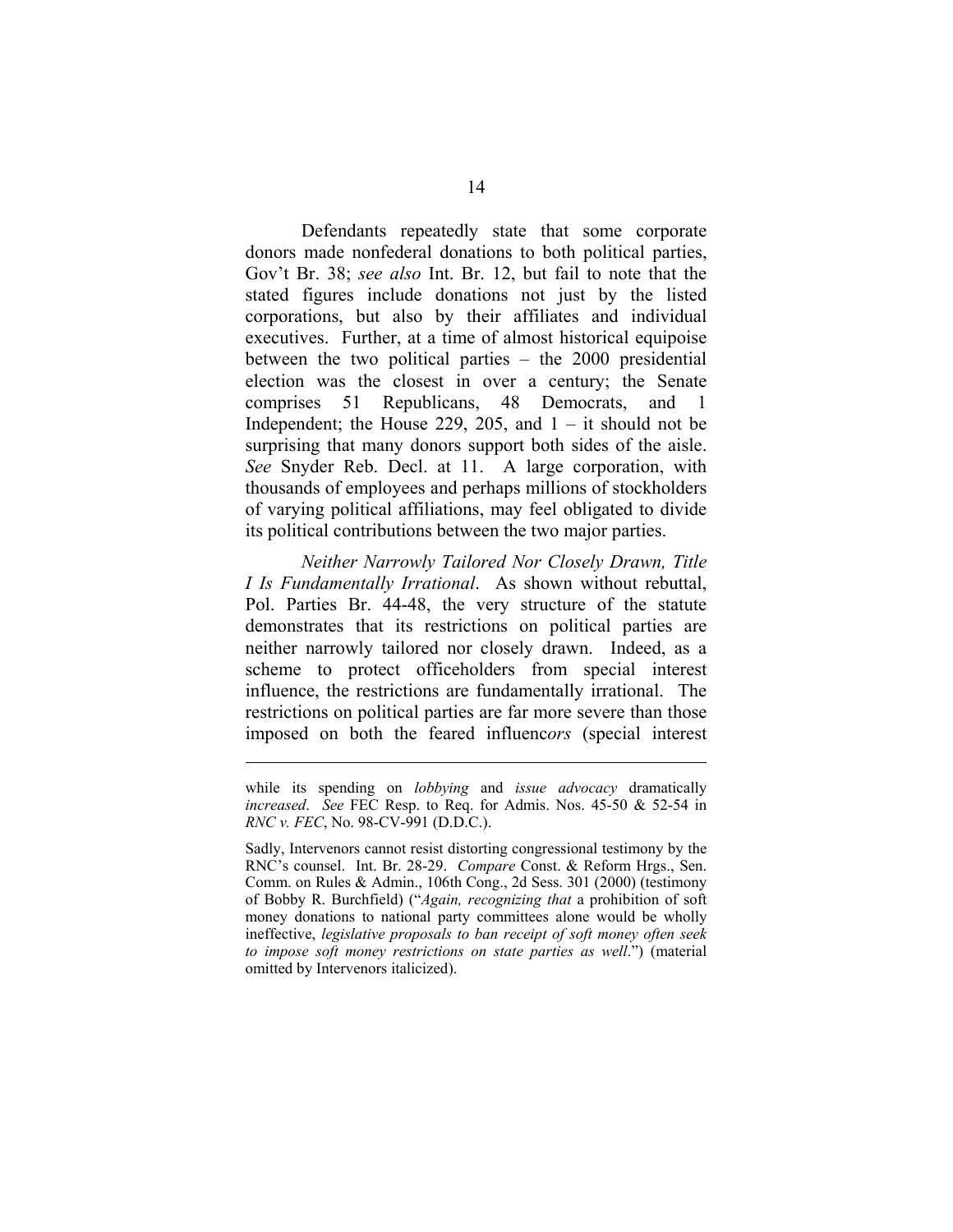Defendants repeatedly state that some corporate donors made nonfederal donations to both political parties, Gov't Br. 38; *see also* Int. Br. 12, but fail to note that the stated figures include donations not just by the listed corporations, but also by their affiliates and individual executives. Further, at a time of almost historical equipoise between the two political parties – the 2000 presidential election was the closest in over a century; the Senate comprises 51 Republicans, 48 Democrats, and 1 Independent; the House 229, 205, and 1 – it should not be surprising that many donors support both sides of the aisle. *See* Snyder Reb. Decl. at 11. A large corporation, with thousands of employees and perhaps millions of stockholders of varying political affiliations, may feel obligated to divide its political contributions between the two major parties.

*Neither Narrowly Tailored Nor Closely Drawn, Title I Is Fundamentally Irrational*. As shown without rebuttal, Pol. Parties Br. 44-48, the very structure of the statute demonstrates that its restrictions on political parties are neither narrowly tailored nor closely drawn. Indeed, as a scheme to protect officeholders from special interest influence, the restrictions are fundamentally irrational. The restrictions on political parties are far more severe than those imposed on both the feared influenc*ors* (special interest

---

while its spending on *lobbying* and *issue advocacy* dramatically *increased*. *See* FEC Resp. to Req. for Admis. Nos. 45-50 & 52-54 in *RNC v. FEC*, No. 98-CV-991 (D.D.C.).

Sadly, Intervenors cannot resist distorting congressional testimony by the RNC's counsel. Int. Br. 28-29. *Compare* Const. & Reform Hrgs., Sen. Comm. on Rules & Admin., 106th Cong., 2d Sess. 301 (2000) (testimony of Bobby R. Burchfield) ("*Again, recognizing that* a prohibition of soft money donations to national party committees alone would be wholly ineffective, *legislative proposals to ban receipt of soft money often seek to impose soft money restrictions on state parties as well*.") (material omitted by Intervenors italicized).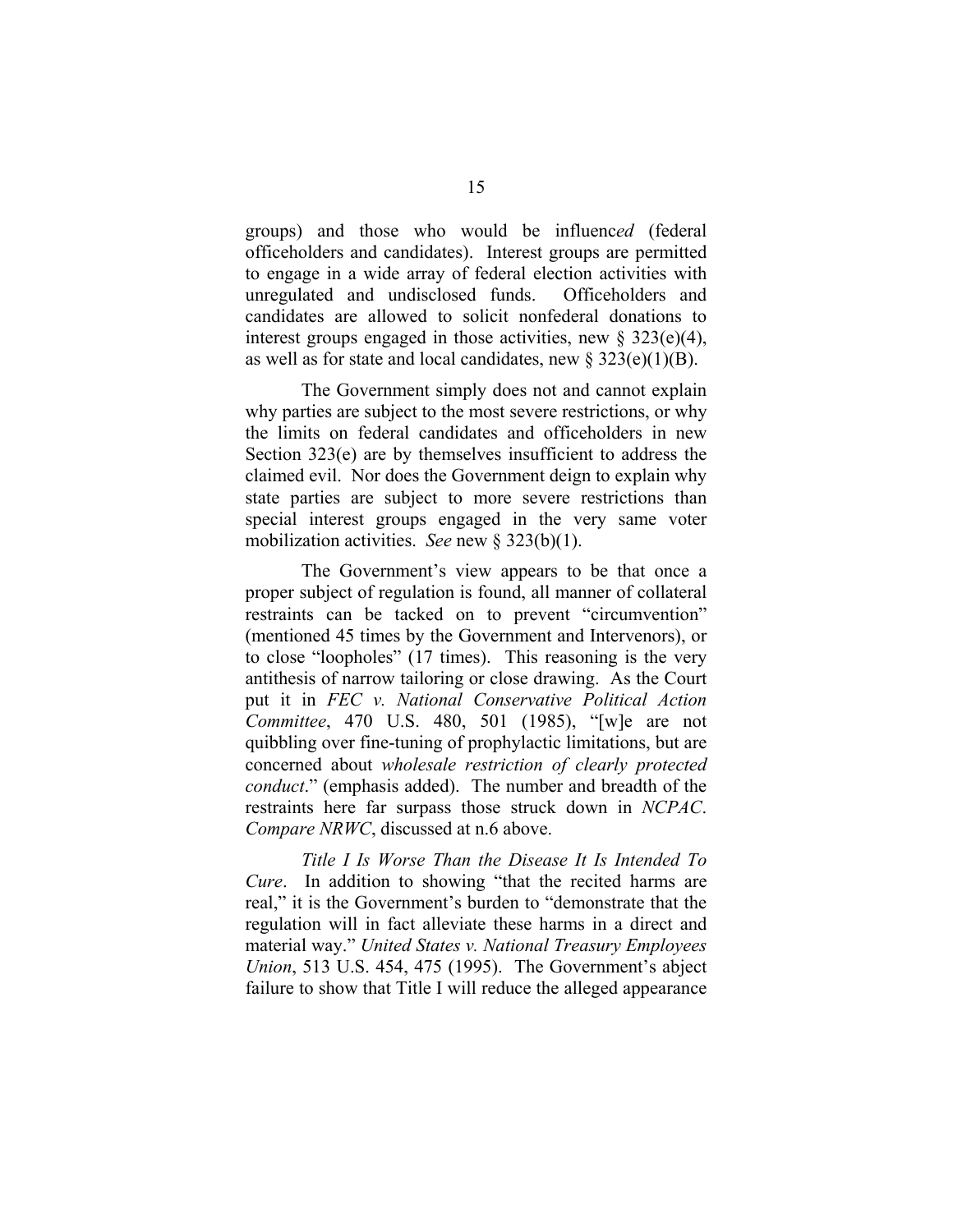groups) and those who would be influenc*ed* (federal officeholders and candidates). Interest groups are permitted to engage in a wide array of federal election activities with unregulated and undisclosed funds. Officeholders and candidates are allowed to solicit nonfederal donations to interest groups engaged in those activities, new § 323(e)(4), as well as for state and local candidates, new § 323(e)(1)(B).

The Government simply does not and cannot explain why parties are subject to the most severe restrictions, or why the limits on federal candidates and officeholders in new Section 323(e) are by themselves insufficient to address the claimed evil. Nor does the Government deign to explain why state parties are subject to more severe restrictions than special interest groups engaged in the very same voter mobilization activities. *See* new § 323(b)(1).

The Government's view appears to be that once a proper subject of regulation is found, all manner of collateral restraints can be tacked on to prevent "circumvention" (mentioned 45 times by the Government and Intervenors), or to close "loopholes" (17 times). This reasoning is the very antithesis of narrow tailoring or close drawing. As the Court put it in *FEC v. National Conservative Political Action Committee*, 470 U.S. 480, 501 (1985), "[w]e are not quibbling over fine-tuning of prophylactic limitations, but are concerned about *wholesale restriction of clearly protected conduct*." (emphasis added). The number and breadth of the restraints here far surpass those struck down in *NCPAC*. *Compare NRWC*, discussed at n.6 above.

*Title I Is Worse Than the Disease It Is Intended To Cure*. In addition to showing "that the recited harms are real," it is the Government's burden to "demonstrate that the regulation will in fact alleviate these harms in a direct and material way." *United States v. National Treasury Employees Union*, 513 U.S. 454, 475 (1995). The Government's abject failure to show that Title I will reduce the alleged appearance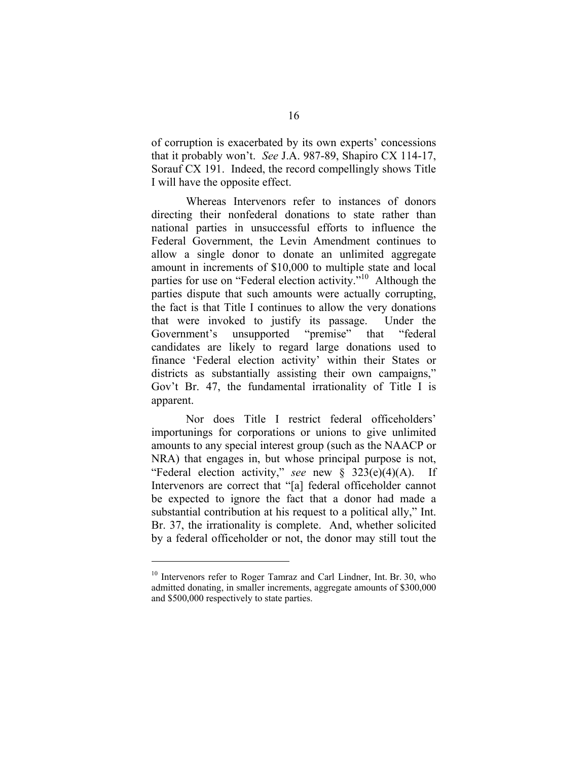of corruption is exacerbated by its own experts' concessions that it probably won't. *See* J.A. 987-89, Shapiro CX 114-17, Sorauf CX 191. Indeed, the record compellingly shows Title I will have the opposite effect.

Whereas Intervenors refer to instances of donors directing their nonfederal donations to state rather than national parties in unsuccessful efforts to influence the Federal Government, the Levin Amendment continues to allow a single donor to donate an unlimited aggregate amount in increments of $10,000 to multiple state and local parties for use on "Federal election activity."[10] Although the parties dispute that such amounts were actually corrupting, the fact is that Title I continues to allow the very donations that were invoked to justify its passage. Under the Government's unsupported "premise" that "federal candidates are likely to regard large donations used to finance 'Federal election activity' within their States or districts as substantially assisting their own campaigns," Gov't Br. 47, the fundamental irrationality of Title I is apparent.

Nor does Title I restrict federal officeholders' importunings for corporations or unions to give unlimited amounts to any special interest group (such as the NAACP or NRA) that engages in, but whose principal purpose is not, "Federal election activity," *see* new § 323(e)(4)(A). If Intervenors are correct that "[a] federal officeholder cannot be expected to ignore the fact that a donor had made a substantial contribution at his request to a political ally," Int. Br. 37, the irrationality is complete. And, whether solicited by a federal officeholder or not, the donor may still tout the

---

[10] Intervenors refer to Roger Tamraz and Carl Lindner, Int. Br. 30, who admitted donating, in smaller increments, aggregate amounts of $300,000 and $500,000 respectively to state parties.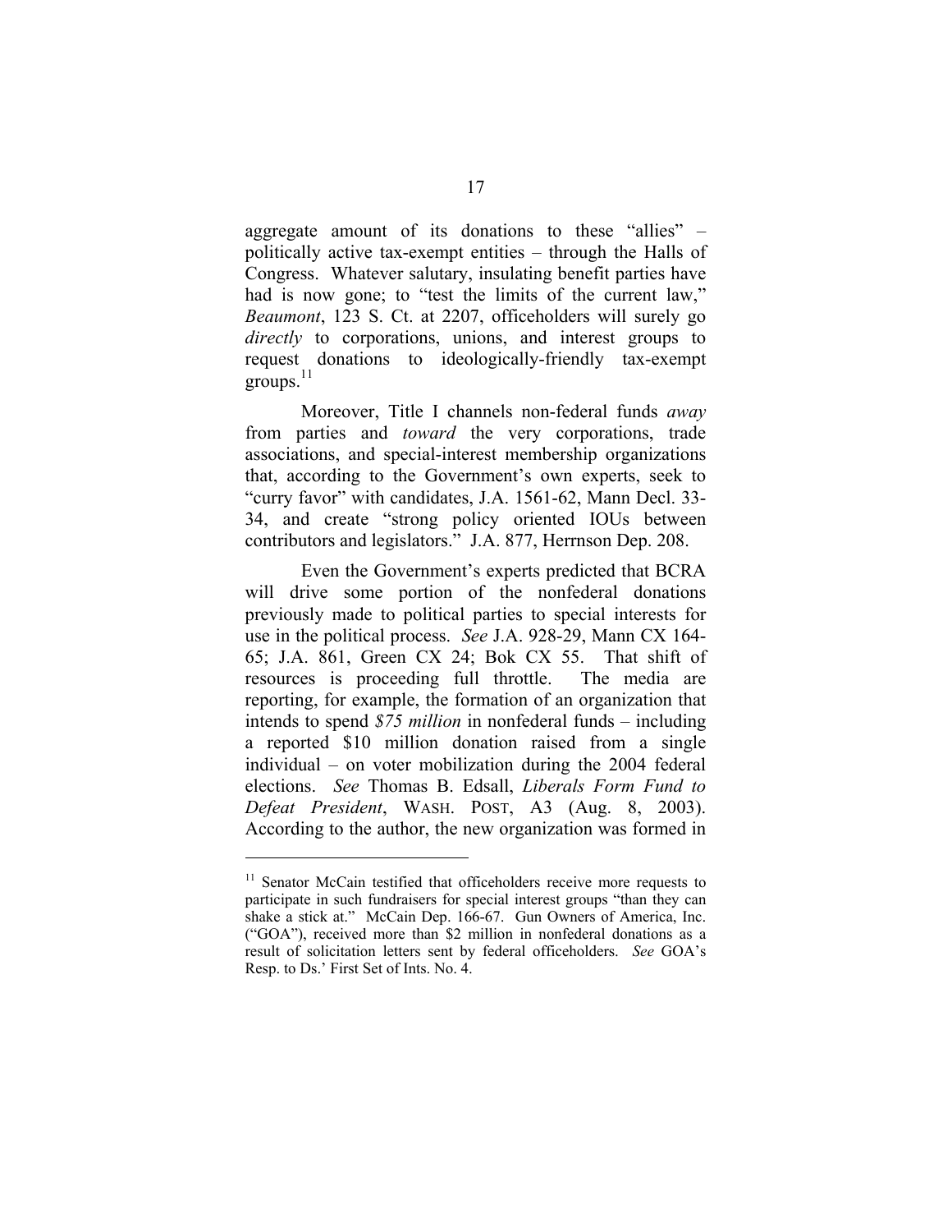aggregate amount of its donations to these "allies" – politically active tax-exempt entities – through the Halls of Congress. Whatever salutary, insulating benefit parties have had is now gone; to "test the limits of the current law," *Beaumont*, 123 S. Ct. at 2207, officeholders will surely go *directly* to corporations, unions, and interest groups to request donations to ideologically-friendly tax-exempt groups.[11]

Moreover, Title I channels non-federal funds *away* from parties and *toward* the very corporations, trade associations, and special-interest membership organizations that, according to the Government's own experts, seek to "curry favor" with candidates, J.A. 1561-62, Mann Decl. 33-34, and create "strong policy oriented IOUs between contributors and legislators." J.A. 877, Herrnson Dep. 208.

Even the Government's experts predicted that BCRA will drive some portion of the nonfederal donations previously made to political parties to special interests for use in the political process. *See* J.A. 928-29, Mann CX 164-65; J.A. 861, Green CX 24; Bok CX 55. That shift of resources is proceeding full throttle. The media are reporting, for example, the formation of an organization that intends to spend *$75 million* in nonfederal funds – including a reported $10 million donation raised from a single individual – on voter mobilization during the 2004 federal elections. *See* Thomas B. Edsall, *Liberals Form Fund to Defeat President*, WASH. POST, A3 (Aug. 8, 2003). According to the author, the new organization was formed in

---

[11] Senator McCain testified that officeholders receive more requests to participate in such fundraisers for special interest groups "than they can shake a stick at." McCain Dep. 166-67. Gun Owners of America, Inc. ("GOA"), received more than $2 million in nonfederal donations as a result of solicitation letters sent by federal officeholders. *See* GOA's Resp. to Ds.' First Set of Ints. No. 4.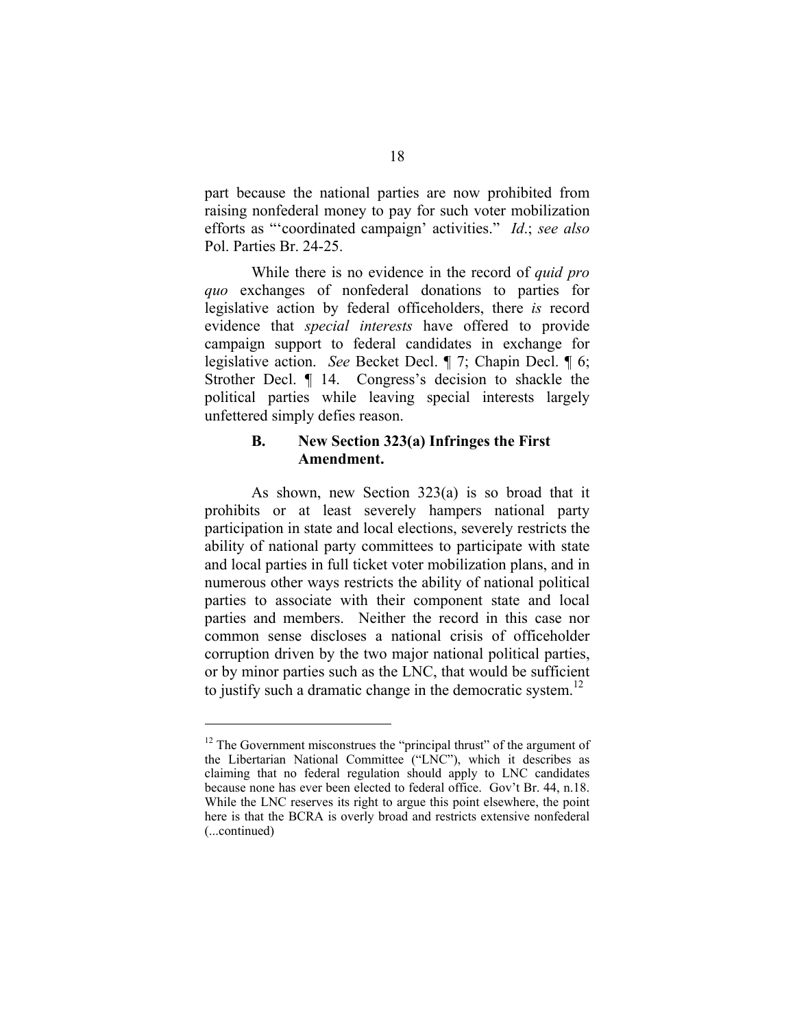part because the national parties are now prohibited from raising nonfederal money to pay for such voter mobilization efforts as "'coordinated campaign' activities." *Id*.; *see also* Pol. Parties Br. 24-25.

While there is no evidence in the record of *quid pro quo* exchanges of nonfederal donations to parties for legislative action by federal officeholders, there *is* record evidence that *special interests* have offered to provide campaign support to federal candidates in exchange for legislative action. *See* Becket Decl. ¶ 7; Chapin Decl. ¶ 6; Strother Decl. ¶ 14. Congress's decision to shackle the political parties while leaving special interests largely unfettered simply defies reason.

### B. New Section 323(a) Infringes the First Amendment.

As shown, new Section 323(a) is so broad that it prohibits or at least severely hampers national party participation in state and local elections, severely restricts the ability of national party committees to participate with state and local parties in full ticket voter mobilization plans, and in numerous other ways restricts the ability of national political parties to associate with their component state and local parties and members. Neither the record in this case nor common sense discloses a national crisis of officeholder corruption driven by the two major national political parties, or by minor parties such as the LNC, that would be sufficient to justify such a dramatic change in the democratic system.[12]

---

[12] The Government misconstrues the "principal thrust" of the argument of the Libertarian National Committee ("LNC"), which it describes as claiming that no federal regulation should apply to LNC candidates because none has ever been elected to federal office. Gov't Br. 44, n.18. While the LNC reserves its right to argue this point elsewhere, the point here is that the BCRA is overly broad and restricts extensive nonfederal (...continued)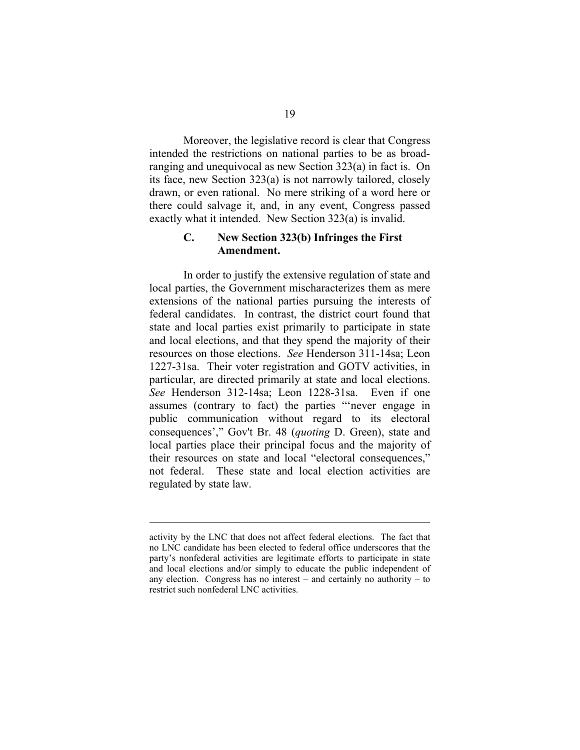Moreover, the legislative record is clear that Congress intended the restrictions on national parties to be as broad-ranging and unequivocal as new Section 323(a) in fact is. On its face, new Section 323(a) is not narrowly tailored, closely drawn, or even rational. No mere striking of a word here or there could salvage it, and, in any event, Congress passed exactly what it intended. New Section 323(a) is invalid.

### C. New Section 323(b) Infringes the First Amendment.

In order to justify the extensive regulation of state and local parties, the Government mischaracterizes them as mere extensions of the national parties pursuing the interests of federal candidates. In contrast, the district court found that state and local parties exist primarily to participate in state and local elections, and that they spend the majority of their resources on those elections. *See* Henderson 311-14sa; Leon 1227-31sa. Their voter registration and GOTV activities, in particular, are directed primarily at state and local elections. *See* Henderson 312-14sa; Leon 1228-31sa. Even if one assumes (contrary to fact) the parties "'never engage in public communication without regard to its electoral consequences'," Gov't Br. 48 (*quoting* D. Green), state and local parties place their principal focus and the majority of their resources on state and local "electoral consequences," not federal. These state and local election activities are regulated by state law.

---

activity by the LNC that does not affect federal elections. The fact that no LNC candidate has been elected to federal office underscores that the party's nonfederal activities are legitimate efforts to participate in state and local elections and/or simply to educate the public independent of any election. Congress has no interest – and certainly no authority – to restrict such nonfederal LNC activities.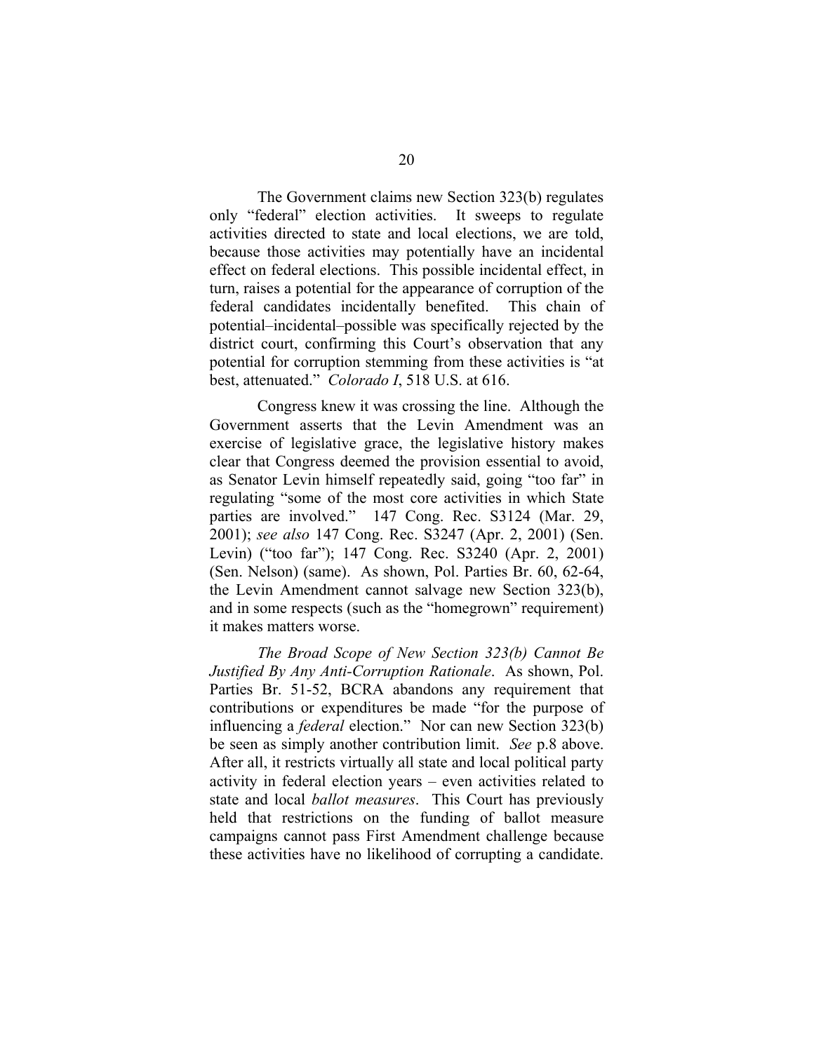The Government claims new Section 323(b) regulates only "federal" election activities. It sweeps to regulate activities directed to state and local elections, we are told, because those activities may potentially have an incidental effect on federal elections. This possible incidental effect, in turn, raises a potential for the appearance of corruption of the federal candidates incidentally benefited. This chain of potential–incidental–possible was specifically rejected by the district court, confirming this Court's observation that any potential for corruption stemming from these activities is "at best, attenuated." *Colorado I*, 518 U.S. at 616.

Congress knew it was crossing the line. Although the Government asserts that the Levin Amendment was an exercise of legislative grace, the legislative history makes clear that Congress deemed the provision essential to avoid, as Senator Levin himself repeatedly said, going "too far" in regulating "some of the most core activities in which State parties are involved." 147 Cong. Rec. S3124 (Mar. 29, 2001); *see also* 147 Cong. Rec. S3247 (Apr. 2, 2001) (Sen. Levin) ("too far"); 147 Cong. Rec. S3240 (Apr. 2, 2001) (Sen. Nelson) (same). As shown, Pol. Parties Br. 60, 62-64, the Levin Amendment cannot salvage new Section 323(b), and in some respects (such as the "homegrown" requirement) it makes matters worse.

*The Broad Scope of New Section 323(b) Cannot Be Justified By Any Anti-Corruption Rationale*. As shown, Pol. Parties Br. 51-52, BCRA abandons any requirement that contributions or expenditures be made "for the purpose of influencing a *federal* election." Nor can new Section 323(b) be seen as simply another contribution limit. *See* p.8 above. After all, it restricts virtually all state and local political party activity in federal election years – even activities related to state and local *ballot measures*. This Court has previously held that restrictions on the funding of ballot measure campaigns cannot pass First Amendment challenge because these activities have no likelihood of corrupting a candidate.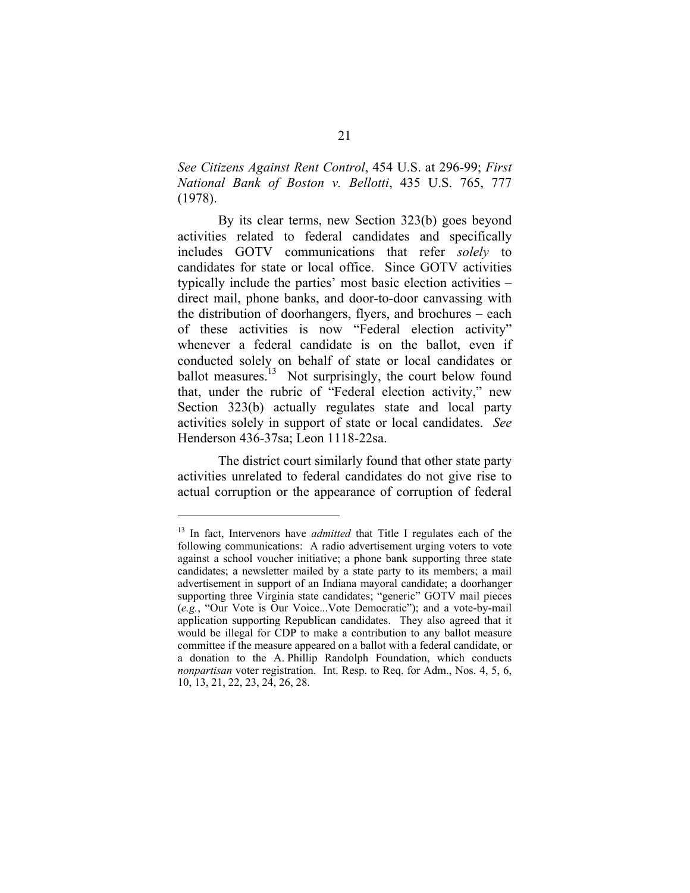*See Citizens Against Rent Control*, 454 U.S. at 296-99; *First National Bank of Boston v. Bellotti*, 435 U.S. 765, 777 (1978).

By its clear terms, new Section 323(b) goes beyond activities related to federal candidates and specifically includes GOTV communications that refer *solely* to candidates for state or local office. Since GOTV activities typically include the parties' most basic election activities – direct mail, phone banks, and door-to-door canvassing with the distribution of doorhangers, flyers, and brochures – each of these activities is now "Federal election activity" whenever a federal candidate is on the ballot, even if conducted solely on behalf of state or local candidates or ballot measures.[13] Not surprisingly, the court below found that, under the rubric of "Federal election activity," new Section 323(b) actually regulates state and local party activities solely in support of state or local candidates. *See* Henderson 436-37sa; Leon 1118-22sa.

The district court similarly found that other state party activities unrelated to federal candidates do not give rise to actual corruption or the appearance of corruption of federal

---

[13] In fact, Intervenors have *admitted* that Title I regulates each of the following communications: A radio advertisement urging voters to vote against a school voucher initiative; a phone bank supporting three state candidates; a newsletter mailed by a state party to its members; a mail advertisement in support of an Indiana mayoral candidate; a doorhanger supporting three Virginia state candidates; "generic" GOTV mail pieces (*e.g.*, "Our Vote is Our Voice...Vote Democratic"); and a vote-by-mail application supporting Republican candidates. They also agreed that it would be illegal for CDP to make a contribution to any ballot measure committee if the measure appeared on a ballot with a federal candidate, or a donation to the A. Phillip Randolph Foundation, which conducts *nonpartisan* voter registration. Int. Resp. to Req. for Adm., Nos. 4, 5, 6, 10, 13, 21, 22, 23, 24, 26, 28.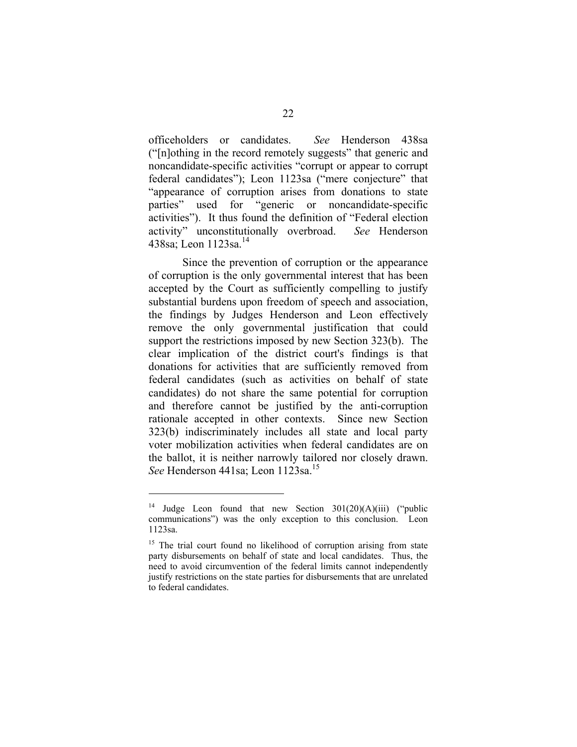officeholders or candidates. *See* Henderson 438sa ("[n]othing in the record remotely suggests" that generic and noncandidate-specific activities "corrupt or appear to corrupt federal candidates"); Leon 1123sa ("mere conjecture" that "appearance of corruption arises from donations to state parties" used for "generic or noncandidate-specific activities"). It thus found the definition of "Federal election activity" unconstitutionally overbroad. *See* Henderson 438sa; Leon 1123sa.[14]

Since the prevention of corruption or the appearance of corruption is the only governmental interest that has been accepted by the Court as sufficiently compelling to justify substantial burdens upon freedom of speech and association, the findings by Judges Henderson and Leon effectively remove the only governmental justification that could support the restrictions imposed by new Section 323(b). The clear implication of the district court's findings is that donations for activities that are sufficiently removed from federal candidates (such as activities on behalf of state candidates) do not share the same potential for corruption and therefore cannot be justified by the anti-corruption rationale accepted in other contexts. Since new Section 323(b) indiscriminately includes all state and local party voter mobilization activities when federal candidates are on the ballot, it is neither narrowly tailored nor closely drawn. *See* Henderson 441sa; Leon 1123sa.[15]

---

[14] Judge Leon found that new Section 301(20)(A)(iii) ("public communications") was the only exception to this conclusion. Leon 1123sa.

[15] The trial court found no likelihood of corruption arising from state party disbursements on behalf of state and local candidates. Thus, the need to avoid circumvention of the federal limits cannot independently justify restrictions on the state parties for disbursements that are unrelated to federal candidates.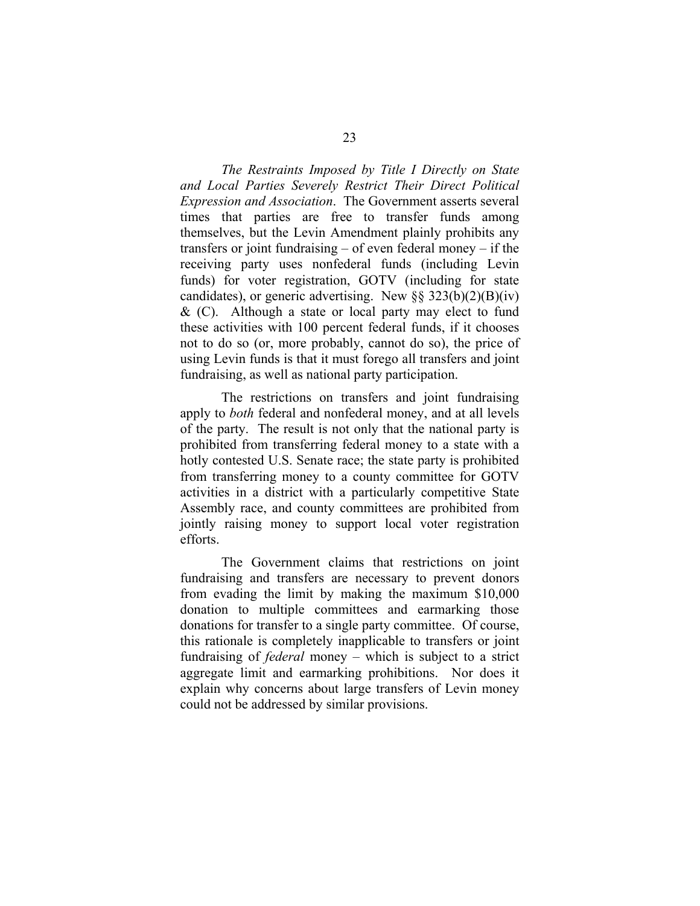*The Restraints Imposed by Title I Directly on State and Local Parties Severely Restrict Their Direct Political Expression and Association*. The Government asserts several times that parties are free to transfer funds among themselves, but the Levin Amendment plainly prohibits any transfers or joint fundraising – of even federal money – if the receiving party uses nonfederal funds (including Levin funds) for voter registration, GOTV (including for state candidates), or generic advertising. New §§ 323(b)(2)(B)(iv) & (C). Although a state or local party may elect to fund these activities with 100 percent federal funds, if it chooses not to do so (or, more probably, cannot do so), the price of using Levin funds is that it must forego all transfers and joint fundraising, as well as national party participation.

The restrictions on transfers and joint fundraising apply to *both* federal and nonfederal money, and at all levels of the party. The result is not only that the national party is prohibited from transferring federal money to a state with a hotly contested U.S. Senate race; the state party is prohibited from transferring money to a county committee for GOTV activities in a district with a particularly competitive State Assembly race, and county committees are prohibited from jointly raising money to support local voter registration efforts.

The Government claims that restrictions on joint fundraising and transfers are necessary to prevent donors from evading the limit by making the maximum $10,000 donation to multiple committees and earmarking those donations for transfer to a single party committee. Of course, this rationale is completely inapplicable to transfers or joint fundraising of *federal* money – which is subject to a strict aggregate limit and earmarking prohibitions. Nor does it explain why concerns about large transfers of Levin money could not be addressed by similar provisions.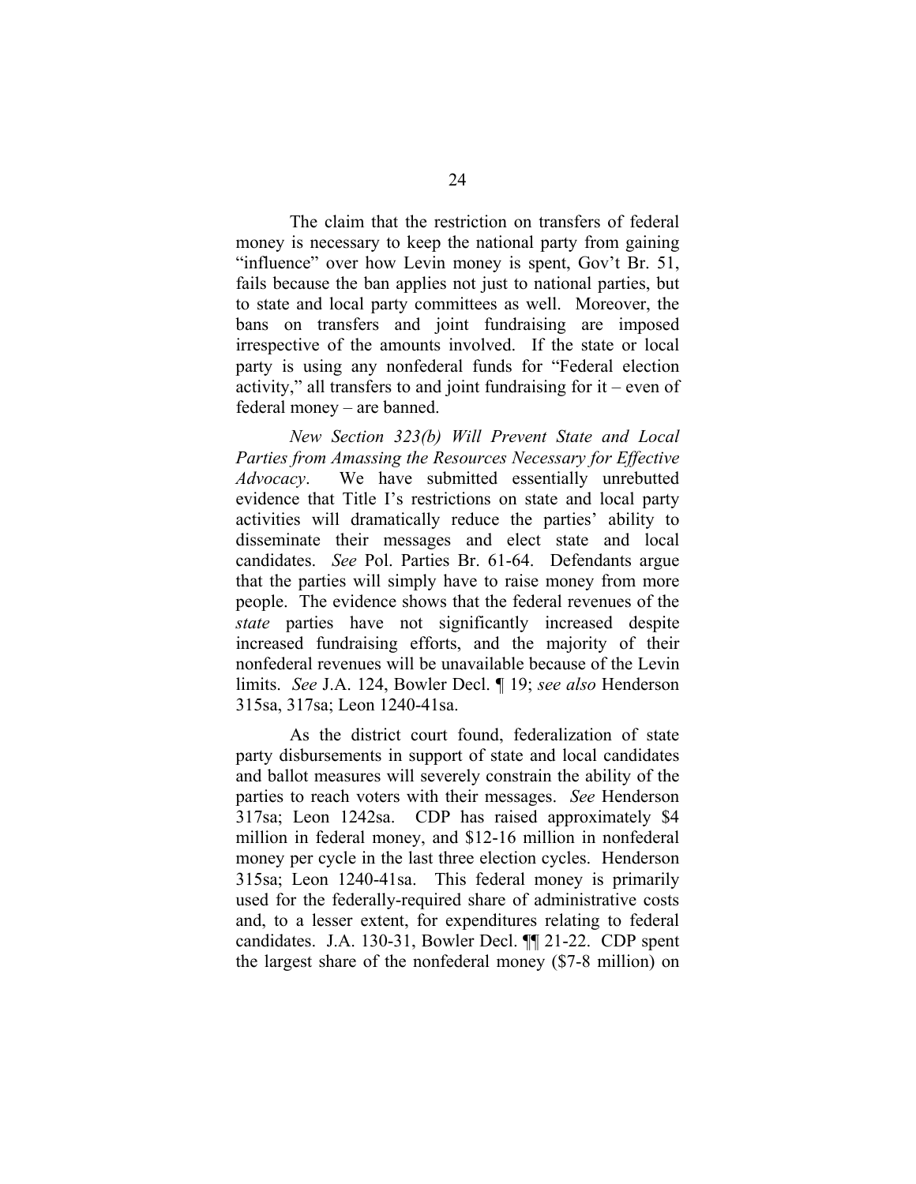The claim that the restriction on transfers of federal money is necessary to keep the national party from gaining "influence" over how Levin money is spent, Gov't Br. 51, fails because the ban applies not just to national parties, but to state and local party committees as well. Moreover, the bans on transfers and joint fundraising are imposed irrespective of the amounts involved. If the state or local party is using any nonfederal funds for "Federal election activity," all transfers to and joint fundraising for it – even of federal money – are banned.

*New Section 323(b) Will Prevent State and Local Parties from Amassing the Resources Necessary for Effective Advocacy*. We have submitted essentially unrebutted evidence that Title I's restrictions on state and local party activities will dramatically reduce the parties' ability to disseminate their messages and elect state and local candidates. *See* Pol. Parties Br. 61-64. Defendants argue that the parties will simply have to raise money from more people. The evidence shows that the federal revenues of the *state* parties have not significantly increased despite increased fundraising efforts, and the majority of their nonfederal revenues will be unavailable because of the Levin limits. *See* J.A. 124, Bowler Decl. ¶ 19; *see also* Henderson 315sa, 317sa; Leon 1240-41sa.

As the district court found, federalization of state party disbursements in support of state and local candidates and ballot measures will severely constrain the ability of the parties to reach voters with their messages. *See* Henderson 317sa; Leon 1242sa. CDP has raised approximately $4 million in federal money, and $12-16 million in nonfederal money per cycle in the last three election cycles. Henderson 315sa; Leon 1240-41sa. This federal money is primarily used for the federally-required share of administrative costs and, to a lesser extent, for expenditures relating to federal candidates. J.A. 130-31, Bowler Decl. ¶¶ 21-22. CDP spent the largest share of the nonfederal money ($7-8 million) on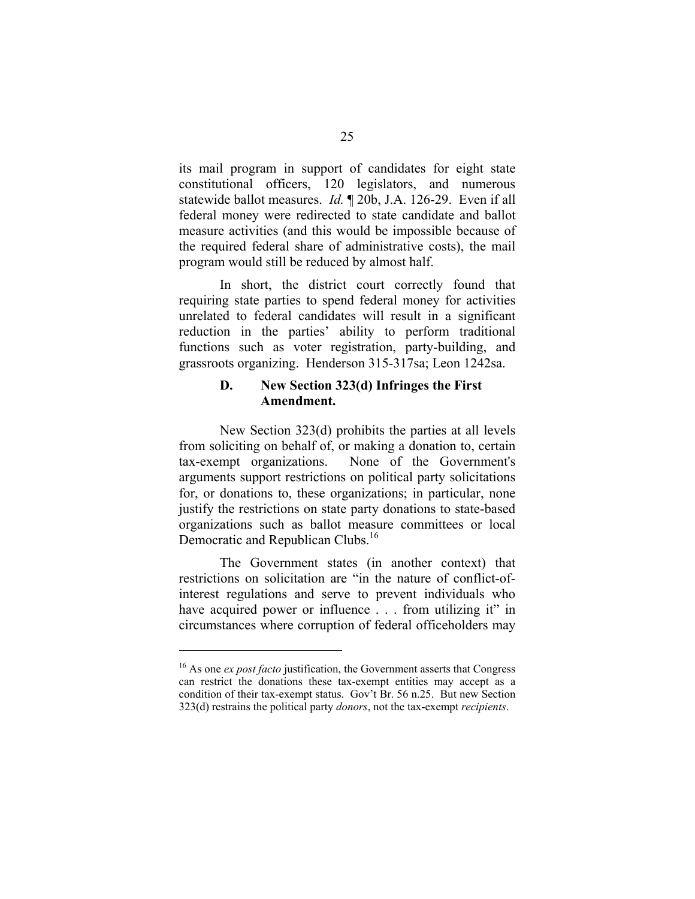its mail program in support of candidates for eight state constitutional officers, 120 legislators, and numerous statewide ballot measures. *Id.* ¶ 20b, J.A. 126-29. Even if all federal money were redirected to state candidate and ballot measure activities (and this would be impossible because of the required federal share of administrative costs), the mail program would still be reduced by almost half.

In short, the district court correctly found that requiring state parties to spend federal money for activities unrelated to federal candidates will result in a significant reduction in the parties' ability to perform traditional functions such as voter registration, party-building, and grassroots organizing. Henderson 315-317sa; Leon 1242sa.

### D. New Section 323(d) Infringes the First Amendment.

New Section 323(d) prohibits the parties at all levels from soliciting on behalf of, or making a donation to, certain tax-exempt organizations. None of the Government's arguments support restrictions on political party solicitations for, or donations to, these organizations; in particular, none justify the restrictions on state party donations to state-based organizations such as ballot measure committees or local Democratic and Republican Clubs.[16]

The Government states (in another context) that restrictions on solicitation are "in the nature of conflict-of-interest regulations and serve to prevent individuals who have acquired power or influence . . . from utilizing it" in circumstances where corruption of federal officeholders may

---

[16] As one *ex post facto* justification, the Government asserts that Congress can restrict the donations these tax-exempt entities may accept as a condition of their tax-exempt status. Gov't Br. 56 n.25. But new Section 323(d) restrains the political party *donors*, not the tax-exempt *recipients*.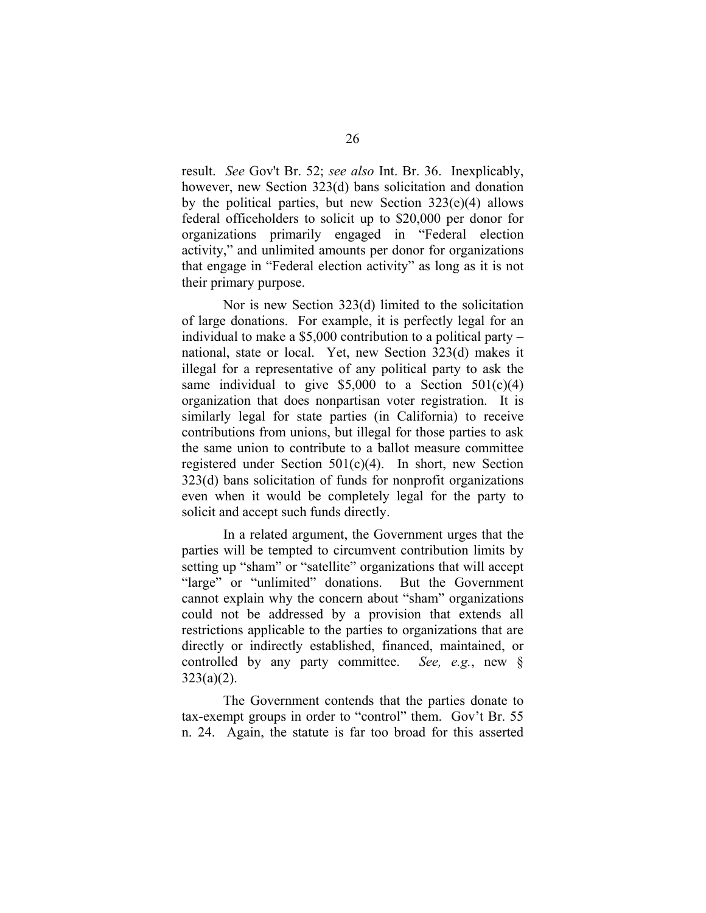result. *See* Gov't Br. 52; *see also* Int. Br. 36. Inexplicably, however, new Section 323(d) bans solicitation and donation by the political parties, but new Section 323(e)(4) allows federal officeholders to solicit up to $20,000 per donor for organizations primarily engaged in "Federal election activity," and unlimited amounts per donor for organizations that engage in "Federal election activity" as long as it is not their primary purpose.

Nor is new Section 323(d) limited to the solicitation of large donations. For example, it is perfectly legal for an individual to make a $5,000 contribution to a political party – national, state or local. Yet, new Section 323(d) makes it illegal for a representative of any political party to ask the same individual to give $5,000 to a Section 501(c)(4) organization that does nonpartisan voter registration. It is similarly legal for state parties (in California) to receive contributions from unions, but illegal for those parties to ask the same union to contribute to a ballot measure committee registered under Section 501(c)(4). In short, new Section 323(d) bans solicitation of funds for nonprofit organizations even when it would be completely legal for the party to solicit and accept such funds directly.

In a related argument, the Government urges that the parties will be tempted to circumvent contribution limits by setting up "sham" or "satellite" organizations that will accept "large" or "unlimited" donations. But the Government cannot explain why the concern about "sham" organizations could not be addressed by a provision that extends all restrictions applicable to the parties to organizations that are directly or indirectly established, financed, maintained, or controlled by any party committee. *See, e.g.*, new § 323(a)(2).

The Government contends that the parties donate to tax-exempt groups in order to "control" them. Gov't Br. 55 n. 24. Again, the statute is far too broad for this asserted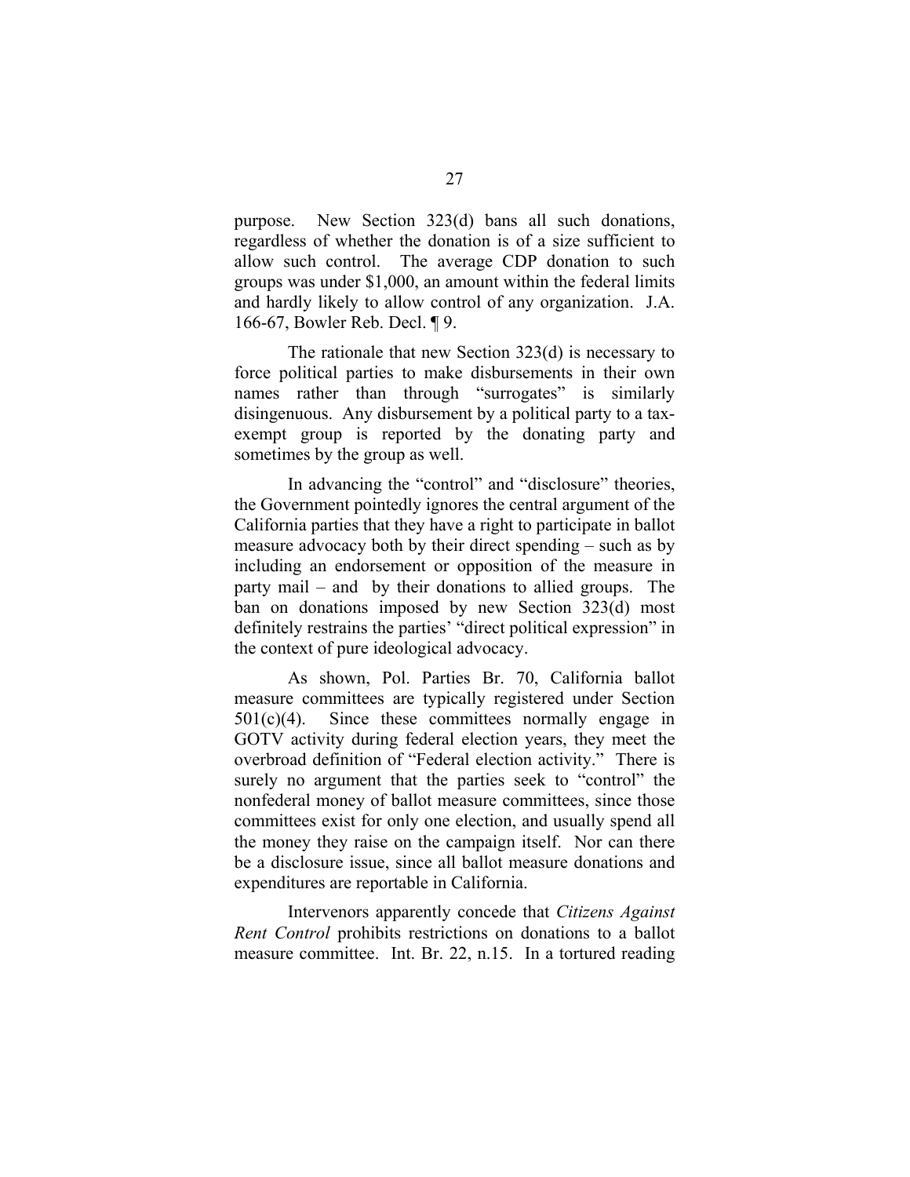purpose. New Section 323(d) bans all such donations, regardless of whether the donation is of a size sufficient to allow such control. The average CDP donation to such groups was under $1,000, an amount within the federal limits and hardly likely to allow control of any organization. J.A. 166-67, Bowler Reb. Decl. ¶ 9.

The rationale that new Section 323(d) is necessary to force political parties to make disbursements in their own names rather than through "surrogates" is similarly disingenuous. Any disbursement by a political party to a tax-exempt group is reported by the donating party and sometimes by the group as well.

In advancing the "control" and "disclosure" theories, the Government pointedly ignores the central argument of the California parties that they have a right to participate in ballot measure advocacy both by their direct spending – such as by including an endorsement or opposition of the measure in party mail – and by their donations to allied groups. The ban on donations imposed by new Section 323(d) most definitely restrains the parties' "direct political expression" in the context of pure ideological advocacy.

As shown, Pol. Parties Br. 70, California ballot measure committees are typically registered under Section 501(c)(4). Since these committees normally engage in GOTV activity during federal election years, they meet the overbroad definition of "Federal election activity." There is surely no argument that the parties seek to "control" the nonfederal money of ballot measure committees, since those committees exist for only one election, and usually spend all the money they raise on the campaign itself. Nor can there be a disclosure issue, since all ballot measure donations and expenditures are reportable in California.

Intervenors apparently concede that *Citizens Against Rent Control* prohibits restrictions on donations to a ballot measure committee. Int. Br. 22, n.15. In a tortured reading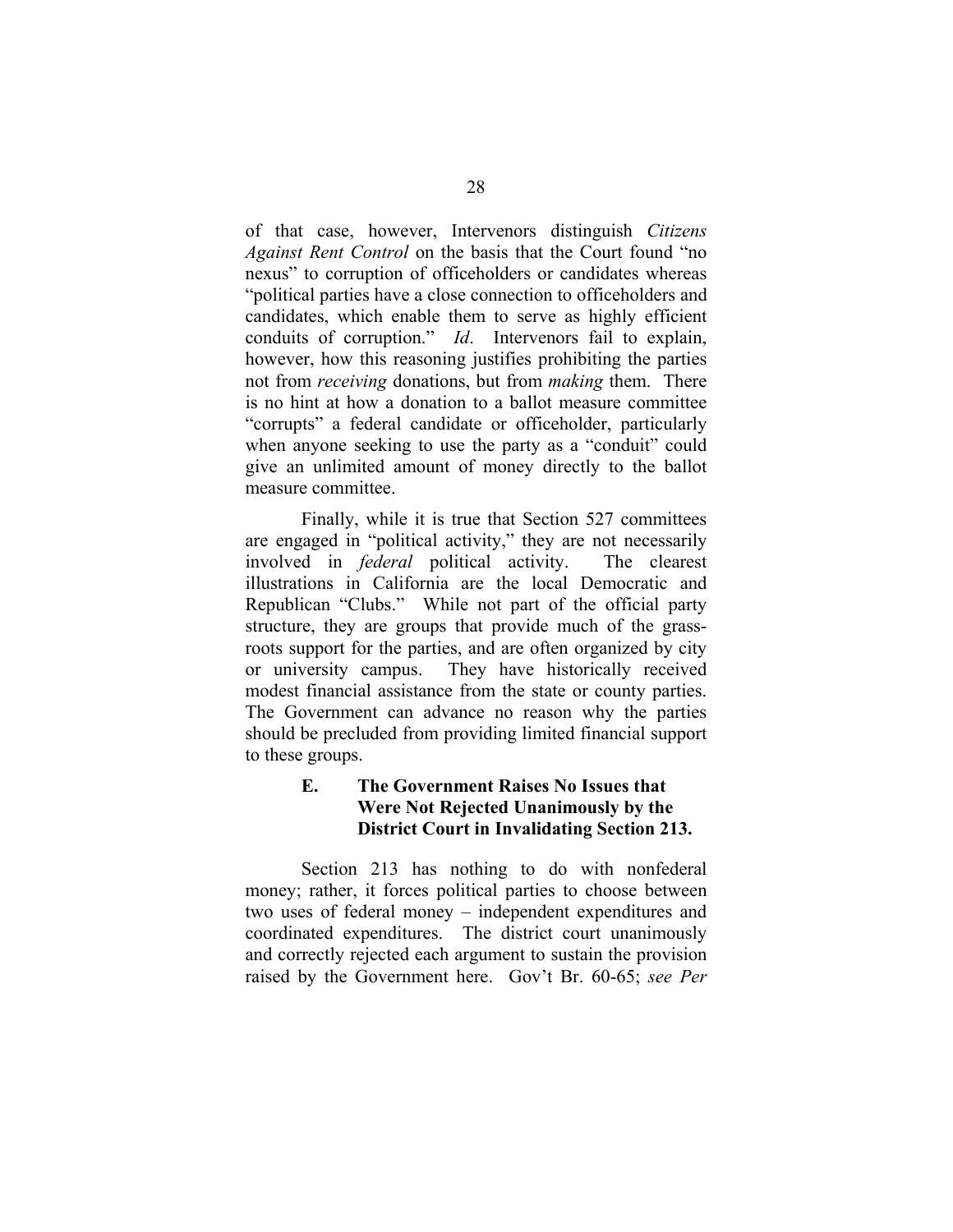of that case, however, Intervenors distinguish *Citizens Against Rent Control* on the basis that the Court found "no nexus" to corruption of officeholders or candidates whereas "political parties have a close connection to officeholders and candidates, which enable them to serve as highly efficient conduits of corruption." *Id*. Intervenors fail to explain, however, how this reasoning justifies prohibiting the parties not from *receiving* donations, but from *making* them. There is no hint at how a donation to a ballot measure committee "corrupts" a federal candidate or officeholder, particularly when anyone seeking to use the party as a "conduit" could give an unlimited amount of money directly to the ballot measure committee.

Finally, while it is true that Section 527 committees are engaged in "political activity," they are not necessarily involved in *federal* political activity. The clearest illustrations in California are the local Democratic and Republican "Clubs." While not part of the official party structure, they are groups that provide much of the grass-roots support for the parties, and are often organized by city or university campus. They have historically received modest financial assistance from the state or county parties. The Government can advance no reason why the parties should be precluded from providing limited financial support to these groups.

### E. The Government Raises No Issues that Were Not Rejected Unanimously by the District Court in Invalidating Section 213.

Section 213 has nothing to do with nonfederal money; rather, it forces political parties to choose between two uses of federal money – independent expenditures and coordinated expenditures. The district court unanimously and correctly rejected each argument to sustain the provision raised by the Government here. Gov't Br. 60-65; *see Per*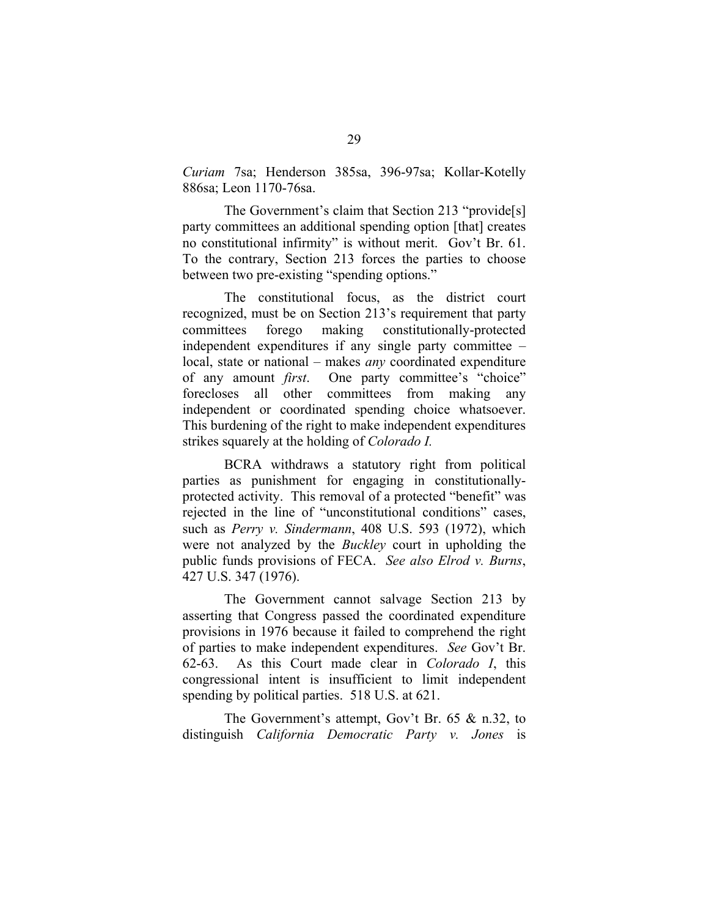*Curiam* 7sa; Henderson 385sa, 396-97sa; Kollar-Kotelly 886sa; Leon 1170-76sa.

The Government's claim that Section 213 "provide[s] party committees an additional spending option [that] creates no constitutional infirmity" is without merit. Gov't Br. 61. To the contrary, Section 213 forces the parties to choose between two pre-existing "spending options."

The constitutional focus, as the district court recognized, must be on Section 213's requirement that party committees forego making constitutionally-protected independent expenditures if any single party committee – local, state or national – makes *any* coordinated expenditure of any amount *first*. One party committee's "choice" forecloses all other committees from making any independent or coordinated spending choice whatsoever. This burdening of the right to make independent expenditures strikes squarely at the holding of *Colorado I.*

BCRA withdraws a statutory right from political parties as punishment for engaging in constitutionally-protected activity. This removal of a protected "benefit" was rejected in the line of "unconstitutional conditions" cases, such as *Perry v. Sindermann*, 408 U.S. 593 (1972), which were not analyzed by the *Buckley* court in upholding the public funds provisions of FECA. *See also Elrod v. Burns*, 427 U.S. 347 (1976).

The Government cannot salvage Section 213 by asserting that Congress passed the coordinated expenditure provisions in 1976 because it failed to comprehend the right of parties to make independent expenditures. *See* Gov't Br. 62-63. As this Court made clear in *Colorado I*, this congressional intent is insufficient to limit independent spending by political parties. 518 U.S. at 621.

The Government's attempt, Gov't Br. 65 & n.32, to distinguish *California Democratic Party v. Jones* is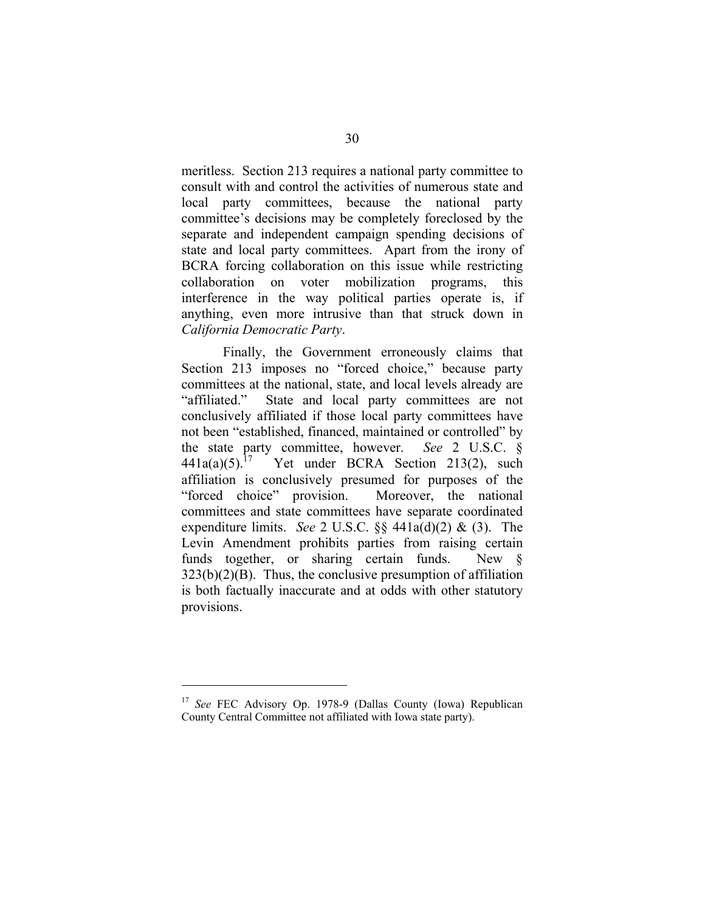meritless. Section 213 requires a national party committee to consult with and control the activities of numerous state and local party committees, because the national party committee's decisions may be completely foreclosed by the separate and independent campaign spending decisions of state and local party committees. Apart from the irony of BCRA forcing collaboration on this issue while restricting collaboration on voter mobilization programs, this interference in the way political parties operate is, if anything, even more intrusive than that struck down in *California Democratic Party*.

Finally, the Government erroneously claims that Section 213 imposes no "forced choice," because party committees at the national, state, and local levels already are "affiliated." State and local party committees are not conclusively affiliated if those local party committees have not been "established, financed, maintained or controlled" by the state party committee, however. *See* 2 U.S.C. § 441a(a)(5).[17] Yet under BCRA Section 213(2), such affiliation is conclusively presumed for purposes of the "forced choice" provision. Moreover, the national committees and state committees have separate coordinated expenditure limits. *See* 2 U.S.C. §§ 441a(d)(2) & (3). The Levin Amendment prohibits parties from raising certain funds together, or sharing certain funds. New § 323(b)(2)(B). Thus, the conclusive presumption of affiliation is both factually inaccurate and at odds with other statutory provisions.

---

[17] *See* FEC Advisory Op. 1978-9 (Dallas County (Iowa) Republican County Central Committee not affiliated with Iowa state party).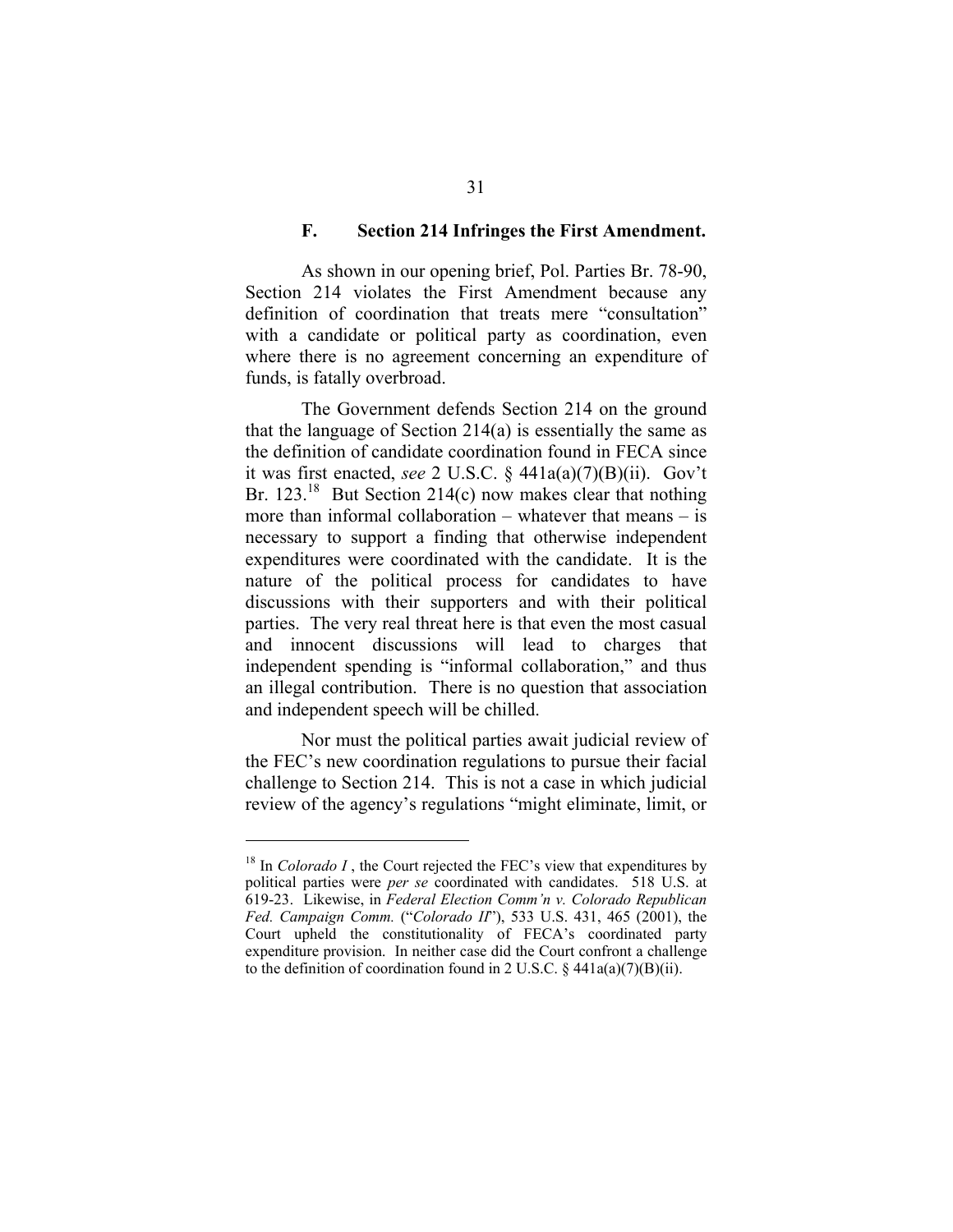### F. Section 214 Infringes the First Amendment.

As shown in our opening brief, Pol. Parties Br. 78-90, Section 214 violates the First Amendment because any definition of coordination that treats mere "consultation" with a candidate or political party as coordination, even where there is no agreement concerning an expenditure of funds, is fatally overbroad.

The Government defends Section 214 on the ground that the language of Section 214(a) is essentially the same as the definition of candidate coordination found in FECA since it was first enacted, *see* 2 U.S.C. § 441a(a)(7)(B)(ii). Gov't Br. 123.[18] But Section 214(c) now makes clear that nothing more than informal collaboration – whatever that means – is necessary to support a finding that otherwise independent expenditures were coordinated with the candidate. It is the nature of the political process for candidates to have discussions with their supporters and with their political parties. The very real threat here is that even the most casual and innocent discussions will lead to charges that independent spending is "informal collaboration," and thus an illegal contribution. There is no question that association and independent speech will be chilled.

Nor must the political parties await judicial review of the FEC's new coordination regulations to pursue their facial challenge to Section 214. This is not a case in which judicial review of the agency's regulations "might eliminate, limit, or

---

[18] In *Colorado I*, the Court rejected the FEC's view that expenditures by political parties were *per se* coordinated with candidates. 518 U.S. at 619-23. Likewise, in *Federal Election Comm'n v. Colorado Republican Fed. Campaign Comm.* ("*Colorado II*"), 533 U.S. 431, 465 (2001), the Court upheld the constitutionality of FECA's coordinated party expenditure provision. In neither case did the Court confront a challenge to the definition of coordination found in 2 U.S.C. § 441a(a)(7)(B)(ii).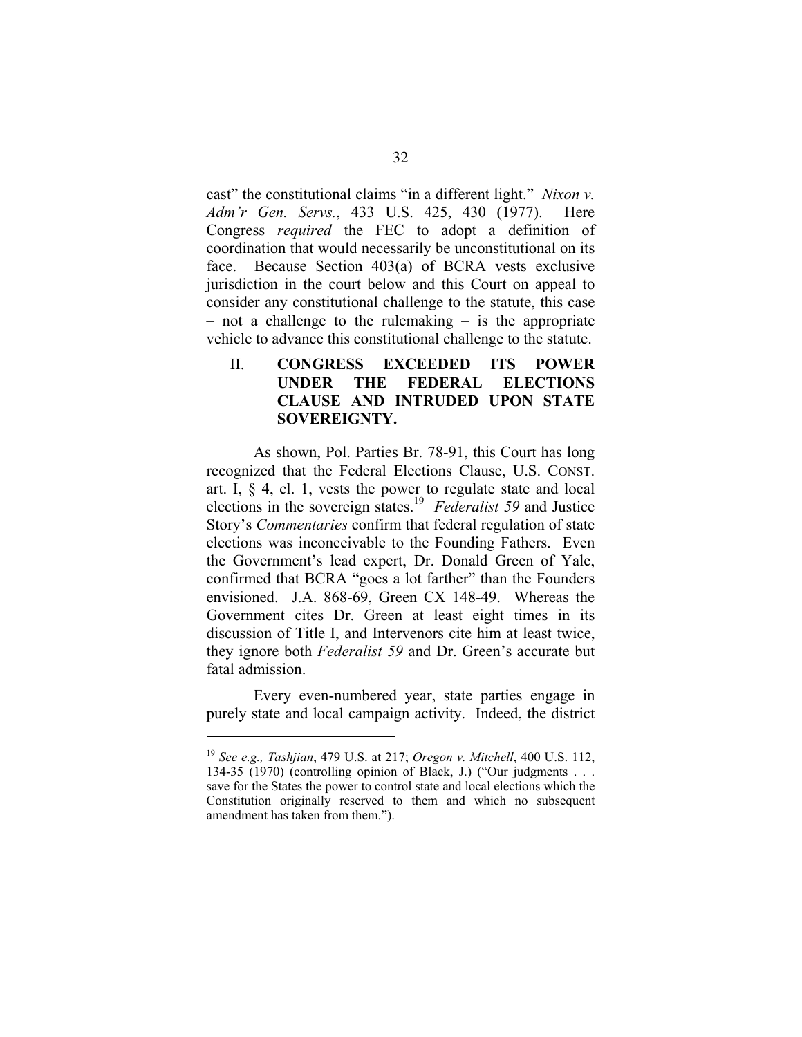cast" the constitutional claims "in a different light." *Nixon v. Adm'r Gen. Servs.*, 433 U.S. 425, 430 (1977). Here Congress *required* the FEC to adopt a definition of coordination that would necessarily be unconstitutional on its face. Because Section 403(a) of BCRA vests exclusive jurisdiction in the court below and this Court on appeal to consider any constitutional challenge to the statute, this case – not a challenge to the rulemaking – is the appropriate vehicle to advance this constitutional challenge to the statute.

## II. CONGRESS EXCEEDED ITS POWER UNDER THE FEDERAL ELECTIONS CLAUSE AND INTRUDED UPON STATE SOVEREIGNTY.

As shown, Pol. Parties Br. 78-91, this Court has long recognized that the Federal Elections Clause, U.S. CONST. art. I, § 4, cl. 1, vests the power to regulate state and local elections in the sovereign states.[19] *Federalist 59* and Justice Story's *Commentaries* confirm that federal regulation of state elections was inconceivable to the Founding Fathers. Even the Government's lead expert, Dr. Donald Green of Yale, confirmed that BCRA "goes a lot farther" than the Founders envisioned. J.A. 868-69, Green CX 148-49. Whereas the Government cites Dr. Green at least eight times in its discussion of Title I, and Intervenors cite him at least twice, they ignore both *Federalist 59* and Dr. Green's accurate but fatal admission.

Every even-numbered year, state parties engage in purely state and local campaign activity. Indeed, the district

---

[19] *See e.g., Tashjian*, 479 U.S. at 217; *Oregon v. Mitchell*, 400 U.S. 112, 134-35 (1970) (controlling opinion of Black, J.) ("Our judgments . . . save for the States the power to control state and local elections which the Constitution originally reserved to them and which no subsequent amendment has taken from them.").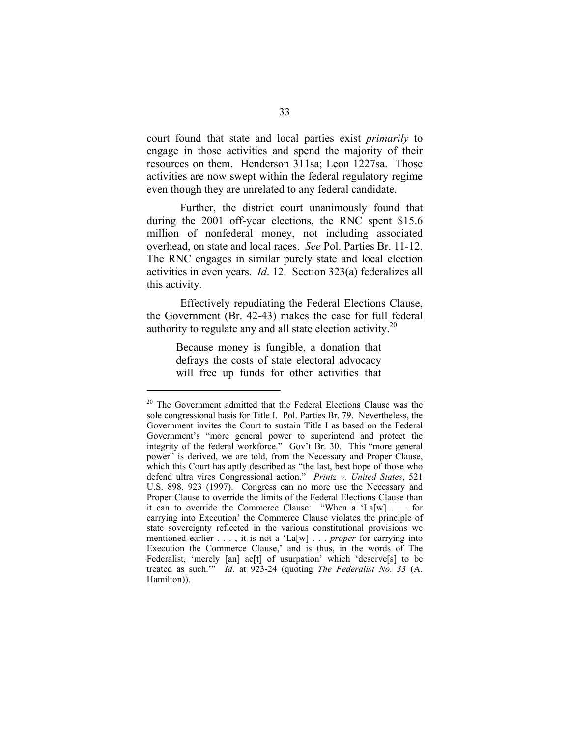court found that state and local parties exist *primarily* to engage in those activities and spend the majority of their resources on them. Henderson 311sa; Leon 1227sa. Those activities are now swept within the federal regulatory regime even though they are unrelated to any federal candidate.

Further, the district court unanimously found that during the 2001 off-year elections, the RNC spent $15.6 million of nonfederal money, not including associated overhead, on state and local races. *See* Pol. Parties Br. 11-12. The RNC engages in similar purely state and local election activities in even years. *Id*. 12. Section 323(a) federalizes all this activity.

Effectively repudiating the Federal Elections Clause, the Government (Br. 42-43) makes the case for full federal authority to regulate any and all state election activity.[20]

> Because money is fungible, a donation that defrays the costs of state electoral advocacy will free up funds for other activities that

---

[20] The Government admitted that the Federal Elections Clause was the sole congressional basis for Title I. Pol. Parties Br. 79. Nevertheless, the Government invites the Court to sustain Title I as based on the Federal Government's "more general power to superintend and protect the integrity of the federal workforce." Gov't Br. 30. This "more general power" is derived, we are told, from the Necessary and Proper Clause, which this Court has aptly described as "the last, best hope of those who defend ultra vires Congressional action." *Printz v. United States*, 521 U.S. 898, 923 (1997). Congress can no more use the Necessary and Proper Clause to override the limits of the Federal Elections Clause than it can to override the Commerce Clause: "When a 'La[w] . . . for carrying into Execution' the Commerce Clause violates the principle of state sovereignty reflected in the various constitutional provisions we mentioned earlier . . . , it is not a 'La[w] . . . *proper* for carrying into Execution the Commerce Clause,' and is thus, in the words of The Federalist, 'merely [an] ac[t] of usurpation' which 'deserve[s] to be treated as such.'" *Id*. at 923-24 (quoting *The Federalist No. 33* (A. Hamilton)).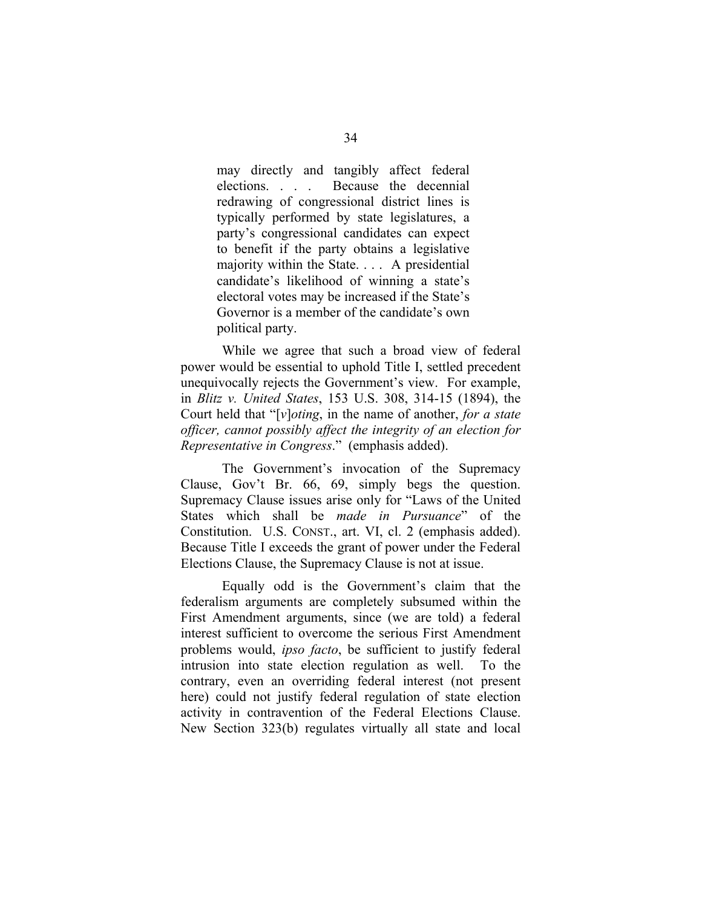> may directly and tangibly affect federal elections. . . . Because the decennial redrawing of congressional district lines is typically performed by state legislatures, a party's congressional candidates can expect to benefit if the party obtains a legislative majority within the State. . . . A presidential candidate's likelihood of winning a state's electoral votes may be increased if the State's Governor is a member of the candidate's own political party.

While we agree that such a broad view of federal power would be essential to uphold Title I, settled precedent unequivocally rejects the Government's view. For example, in *Blitz v. United States*, 153 U.S. 308, 314-15 (1894), the Court held that "[*v*]*oting*, in the name of another, *for a state officer, cannot possibly affect the integrity of an election for Representative in Congress*." (emphasis added).

The Government's invocation of the Supremacy Clause, Gov't Br. 66, 69, simply begs the question. Supremacy Clause issues arise only for "Laws of the United States which shall be *made in Pursuance*" of the Constitution. U.S. CONST., art. VI, cl. 2 (emphasis added). Because Title I exceeds the grant of power under the Federal Elections Clause, the Supremacy Clause is not at issue.

Equally odd is the Government's claim that the federalism arguments are completely subsumed within the First Amendment arguments, since (we are told) a federal interest sufficient to overcome the serious First Amendment problems would, *ipso facto*, be sufficient to justify federal intrusion into state election regulation as well. To the contrary, even an overriding federal interest (not present here) could not justify federal regulation of state election activity in contravention of the Federal Elections Clause. New Section 323(b) regulates virtually all state and local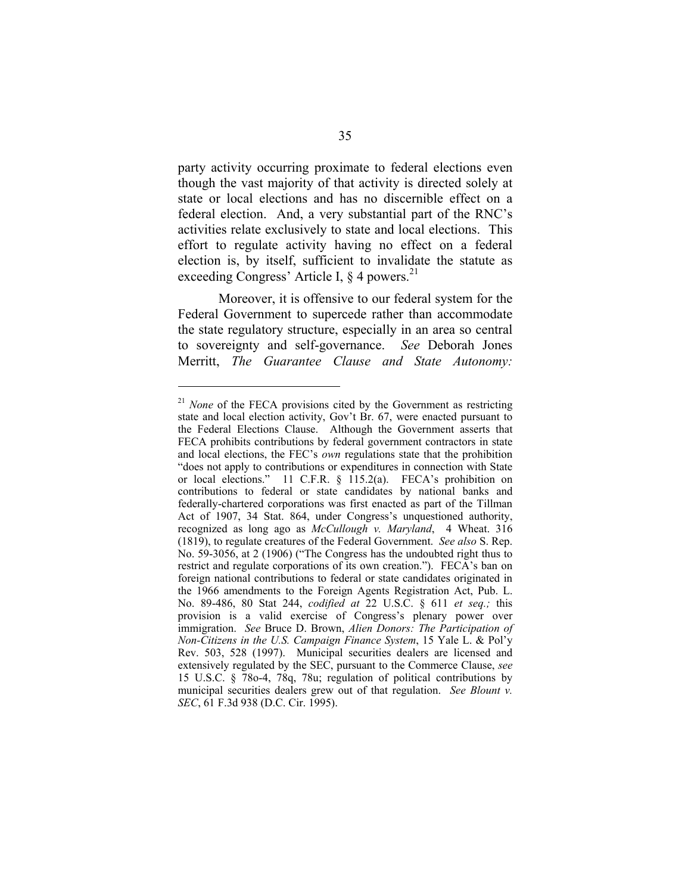party activity occurring proximate to federal elections even though the vast majority of that activity is directed solely at state or local elections and has no discernible effect on a federal election. And, a very substantial part of the RNC's activities relate exclusively to state and local elections. This effort to regulate activity having no effect on a federal election is, by itself, sufficient to invalidate the statute as exceeding Congress' Article I, § 4 powers.[21]

Moreover, it is offensive to our federal system for the Federal Government to supercede rather than accommodate the state regulatory structure, especially in an area so central to sovereignty and self-governance. *See* Deborah Jones Merritt, *The Guarantee Clause and State Autonomy:*

---

[21] *None* of the FECA provisions cited by the Government as restricting state and local election activity, Gov't Br. 67, were enacted pursuant to the Federal Elections Clause. Although the Government asserts that FECA prohibits contributions by federal government contractors in state and local elections, the FEC's *own* regulations state that the prohibition "does not apply to contributions or expenditures in connection with State or local elections." 11 C.F.R. § 115.2(a). FECA's prohibition on contributions to federal or state candidates by national banks and federally-chartered corporations was first enacted as part of the Tillman Act of 1907, 34 Stat. 864, under Congress's unquestioned authority, recognized as long ago as *McCullough v. Maryland*, 4 Wheat. 316 (1819), to regulate creatures of the Federal Government. *See also* S. Rep. No. 59-3056, at 2 (1906) ("The Congress has the undoubted right thus to restrict and regulate corporations of its own creation."). FECA's ban on foreign national contributions to federal or state candidates originated in the 1966 amendments to the Foreign Agents Registration Act, Pub. L. No. 89-486, 80 Stat 244, *codified at* 22 U.S.C. § 611 *et seq.;* this provision is a valid exercise of Congress's plenary power over immigration. *See* Bruce D. Brown, *Alien Donors: The Participation of Non-Citizens in the U.S. Campaign Finance System*, 15 Yale L. & Pol'y Rev. 503, 528 (1997). Municipal securities dealers are licensed and extensively regulated by the SEC, pursuant to the Commerce Clause, *see* 15 U.S.C. § 78o-4, 78q, 78u; regulation of political contributions by municipal securities dealers grew out of that regulation. *See Blount v. SEC*, 61 F.3d 938 (D.C. Cir. 1995).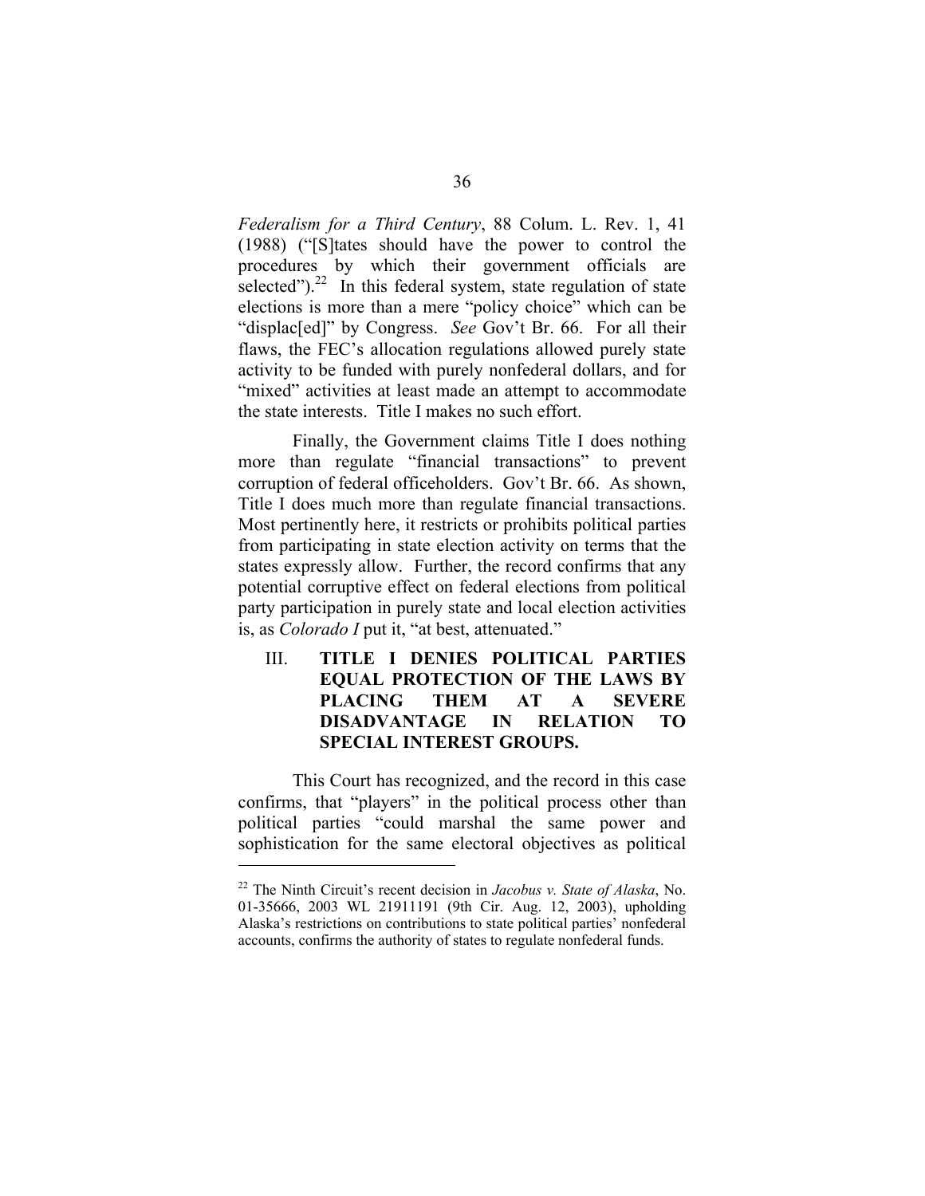*Federalism for a Third Century*, 88 Colum. L. Rev. 1, 41 (1988) ("[S]tates should have the power to control the procedures by which their government officials are selected").[22] In this federal system, state regulation of state elections is more than a mere "policy choice" which can be "displac[ed]" by Congress. *See* Gov't Br. 66. For all their flaws, the FEC's allocation regulations allowed purely state activity to be funded with purely nonfederal dollars, and for "mixed" activities at least made an attempt to accommodate the state interests. Title I makes no such effort.

Finally, the Government claims Title I does nothing more than regulate "financial transactions" to prevent corruption of federal officeholders. Gov't Br. 66. As shown, Title I does much more than regulate financial transactions. Most pertinently here, it restricts or prohibits political parties from participating in state election activity on terms that the states expressly allow. Further, the record confirms that any potential corruptive effect on federal elections from political party participation in purely state and local election activities is, as *Colorado I* put it, "at best, attenuated."

## III. TITLE I DENIES POLITICAL PARTIES EQUAL PROTECTION OF THE LAWS BY PLACING THEM AT A SEVERE DISADVANTAGE IN RELATION TO SPECIAL INTEREST GROUPS.

This Court has recognized, and the record in this case confirms, that "players" in the political process other than political parties "could marshal the same power and sophistication for the same electoral objectives as political

---

[22] The Ninth Circuit's recent decision in *Jacobus v. State of Alaska*, No. 01-35666, 2003 WL 21911191 (9th Cir. Aug. 12, 2003), upholding Alaska's restrictions on contributions to state political parties' nonfederal accounts, confirms the authority of states to regulate nonfederal funds.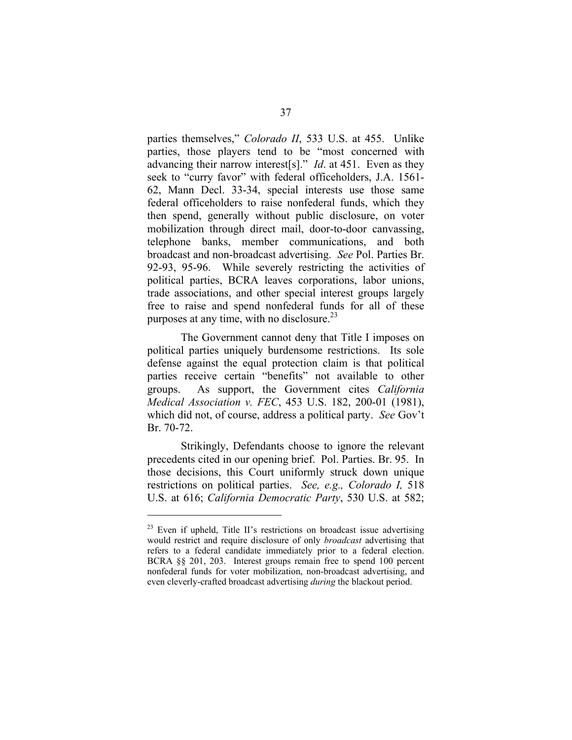parties themselves," *Colorado II*, 533 U.S. at 455. Unlike parties, those players tend to be "most concerned with advancing their narrow interest[s]." *Id*. at 451. Even as they seek to "curry favor" with federal officeholders, J.A. 1561-62, Mann Decl. 33-34, special interests use those same federal officeholders to raise nonfederal funds, which they then spend, generally without public disclosure, on voter mobilization through direct mail, door-to-door canvassing, telephone banks, member communications, and both broadcast and non-broadcast advertising. *See* Pol. Parties Br. 92-93, 95-96. While severely restricting the activities of political parties, BCRA leaves corporations, labor unions, trade associations, and other special interest groups largely free to raise and spend nonfederal funds for all of these purposes at any time, with no disclosure.[23]

The Government cannot deny that Title I imposes on political parties uniquely burdensome restrictions. Its sole defense against the equal protection claim is that political parties receive certain "benefits" not available to other groups. As support, the Government cites *California Medical Association v. FEC*, 453 U.S. 182, 200-01 (1981), which did not, of course, address a political party. *See* Gov't Br. 70-72.

Strikingly, Defendants choose to ignore the relevant precedents cited in our opening brief. Pol. Parties. Br. 95. In those decisions, this Court uniformly struck down unique restrictions on political parties. *See, e.g., Colorado I,* 518 U.S. at 616; *California Democratic Party*, 530 U.S. at 582;

---

[23] Even if upheld, Title II's restrictions on broadcast issue advertising would restrict and require disclosure of only *broadcast* advertising that refers to a federal candidate immediately prior to a federal election. BCRA §§ 201, 203. Interest groups remain free to spend 100 percent nonfederal funds for voter mobilization, non-broadcast advertising, and even cleverly-crafted broadcast advertising *during* the blackout period.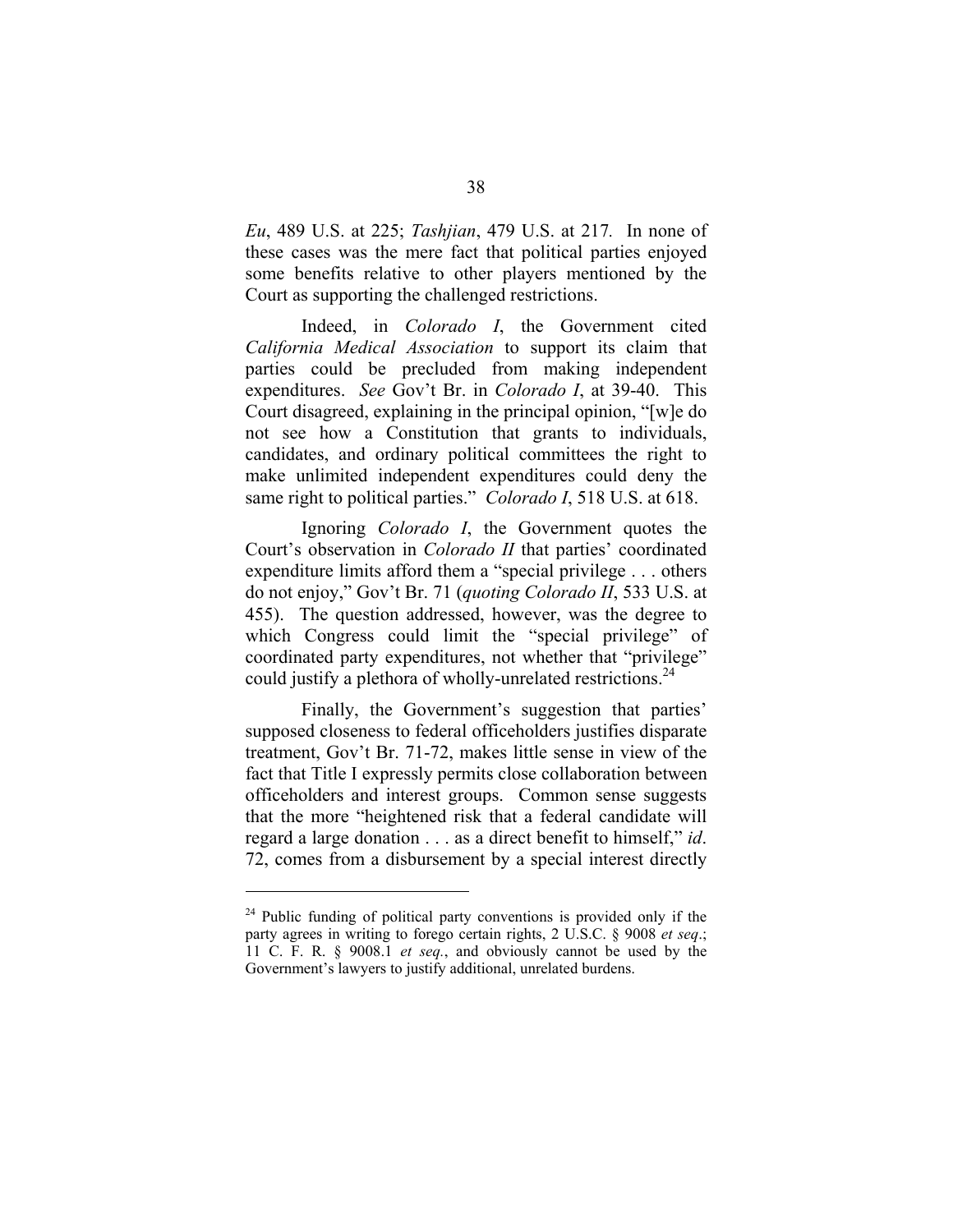*Eu*, 489 U.S. at 225; *Tashjian*, 479 U.S. at 217*.* In none of these cases was the mere fact that political parties enjoyed some benefits relative to other players mentioned by the Court as supporting the challenged restrictions.

Indeed, in *Colorado I*, the Government cited *California Medical Association* to support its claim that parties could be precluded from making independent expenditures. *See* Gov't Br. in *Colorado I*, at 39-40. This Court disagreed, explaining in the principal opinion, "[w]e do not see how a Constitution that grants to individuals, candidates, and ordinary political committees the right to make unlimited independent expenditures could deny the same right to political parties." *Colorado I*, 518 U.S. at 618.

Ignoring *Colorado I*, the Government quotes the Court's observation in *Colorado II* that parties' coordinated expenditure limits afford them a "special privilege . . . others do not enjoy," Gov't Br. 71 (*quoting Colorado II*, 533 U.S. at 455). The question addressed, however, was the degree to which Congress could limit the "special privilege" of coordinated party expenditures, not whether that "privilege" could justify a plethora of wholly-unrelated restrictions.[24]

Finally, the Government's suggestion that parties' supposed closeness to federal officeholders justifies disparate treatment, Gov't Br. 71-72, makes little sense in view of the fact that Title I expressly permits close collaboration between officeholders and interest groups. Common sense suggests that the more "heightened risk that a federal candidate will regard a large donation . . . as a direct benefit to himself," *id*. 72, comes from a disbursement by a special interest directly

---

[24] Public funding of political party conventions is provided only if the party agrees in writing to forego certain rights, 2 U.S.C. § 9008 *et seq*.; 11 C. F. R. § 9008.1 *et seq.*, and obviously cannot be used by the Government's lawyers to justify additional, unrelated burdens.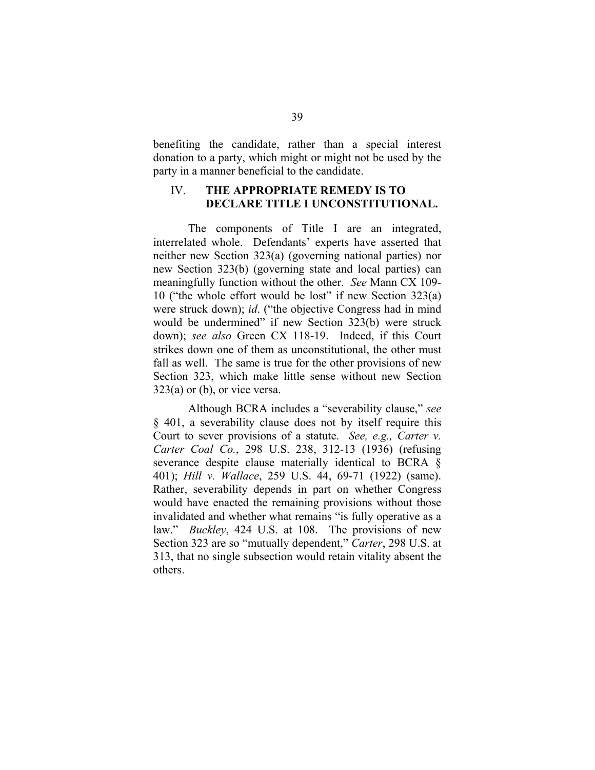benefiting the candidate, rather than a special interest donation to a party, which might or might not be used by the party in a manner beneficial to the candidate.

## IV. THE APPROPRIATE REMEDY IS TO DECLARE TITLE I UNCONSTITUTIONAL.

The components of Title I are an integrated, interrelated whole. Defendants' experts have asserted that neither new Section 323(a) (governing national parties) nor new Section 323(b) (governing state and local parties) can meaningfully function without the other. *See* Mann CX 109-10 ("the whole effort would be lost" if new Section 323(a) were struck down); *id*. ("the objective Congress had in mind would be undermined" if new Section 323(b) were struck down); *see also* Green CX 118-19. Indeed, if this Court strikes down one of them as unconstitutional, the other must fall as well. The same is true for the other provisions of new Section 323, which make little sense without new Section 323(a) or (b), or vice versa.

Although BCRA includes a "severability clause," *see* § 401, a severability clause does not by itself require this Court to sever provisions of a statute. *See, e.g., Carter v. Carter Coal Co.*, 298 U.S. 238, 312-13 (1936) (refusing severance despite clause materially identical to BCRA § 401); *Hill v. Wallace*, 259 U.S. 44, 69-71 (1922) (same). Rather, severability depends in part on whether Congress would have enacted the remaining provisions without those invalidated and whether what remains "is fully operative as a law." *Buckley*, 424 U.S. at 108. The provisions of new Section 323 are so "mutually dependent," *Carter*, 298 U.S. at 313, that no single subsection would retain vitality absent the others.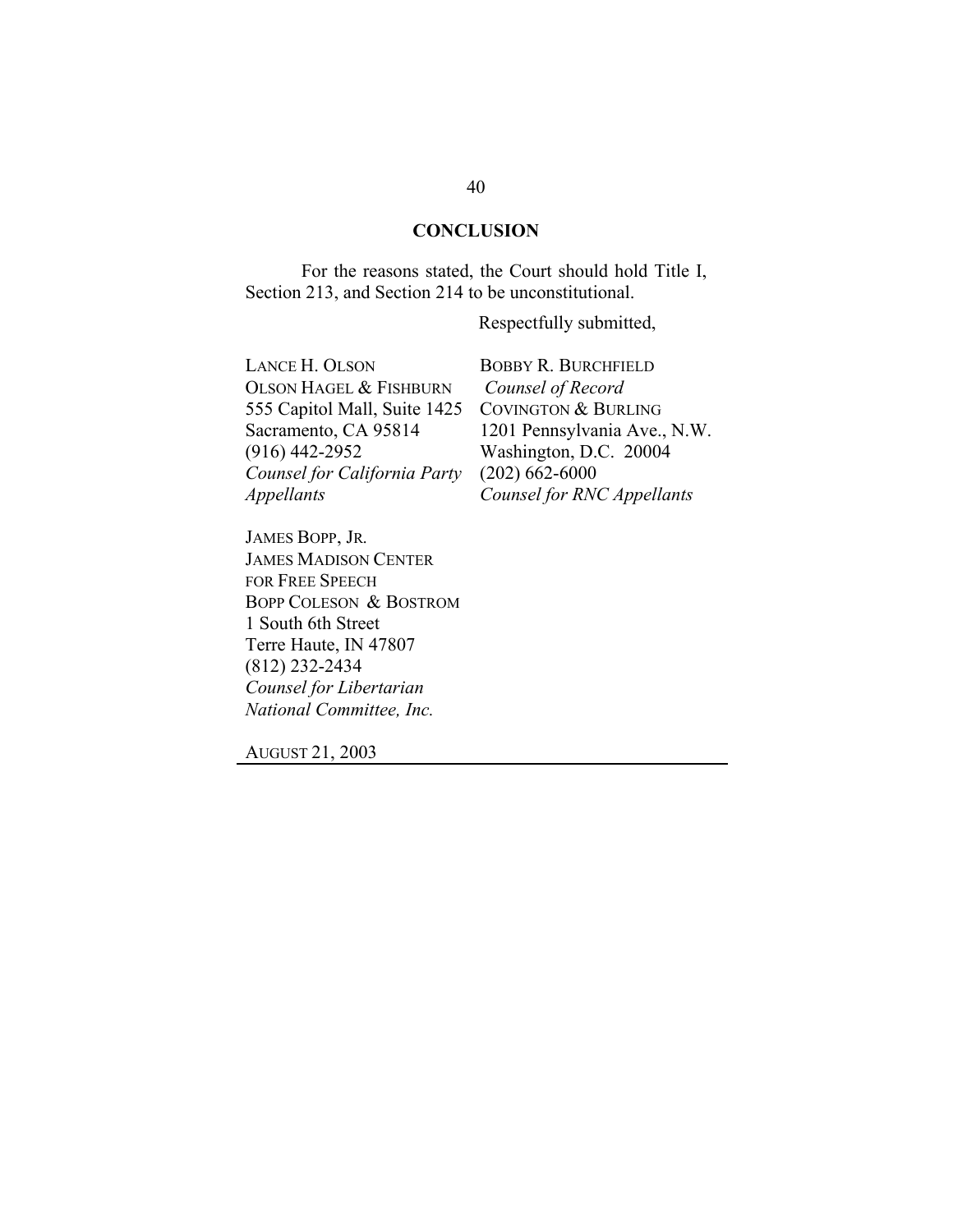## CONCLUSION

For the reasons stated, the Court should hold Title I, Section 213, and Section 214 to be unconstitutional.

Respectfully submitted,

LANCE H. OLSON
OLSON HAGEL & FISHBURN
555 Capitol Mall, Suite 1425
Sacramento, CA 95814
(916) 442-2952
*Counsel for California Party Appellants*

BOBBY R. BURCHFIELD
*Counsel of Record*
COVINGTON & BURLING
1201 Pennsylvania Ave., N.W.
Washington, D.C. 20004
(202) 662-6000
*Counsel for RNC Appellants*

JAMES BOPP, JR.
JAMES MADISON CENTER FOR FREE SPEECH
BOPP COLESON & BOSTROM
1 South 6th Street
Terre Haute, IN 47807
(812) 232-2434
*Counsel for Libertarian National Committee, Inc.*

AUGUST 21, 2003